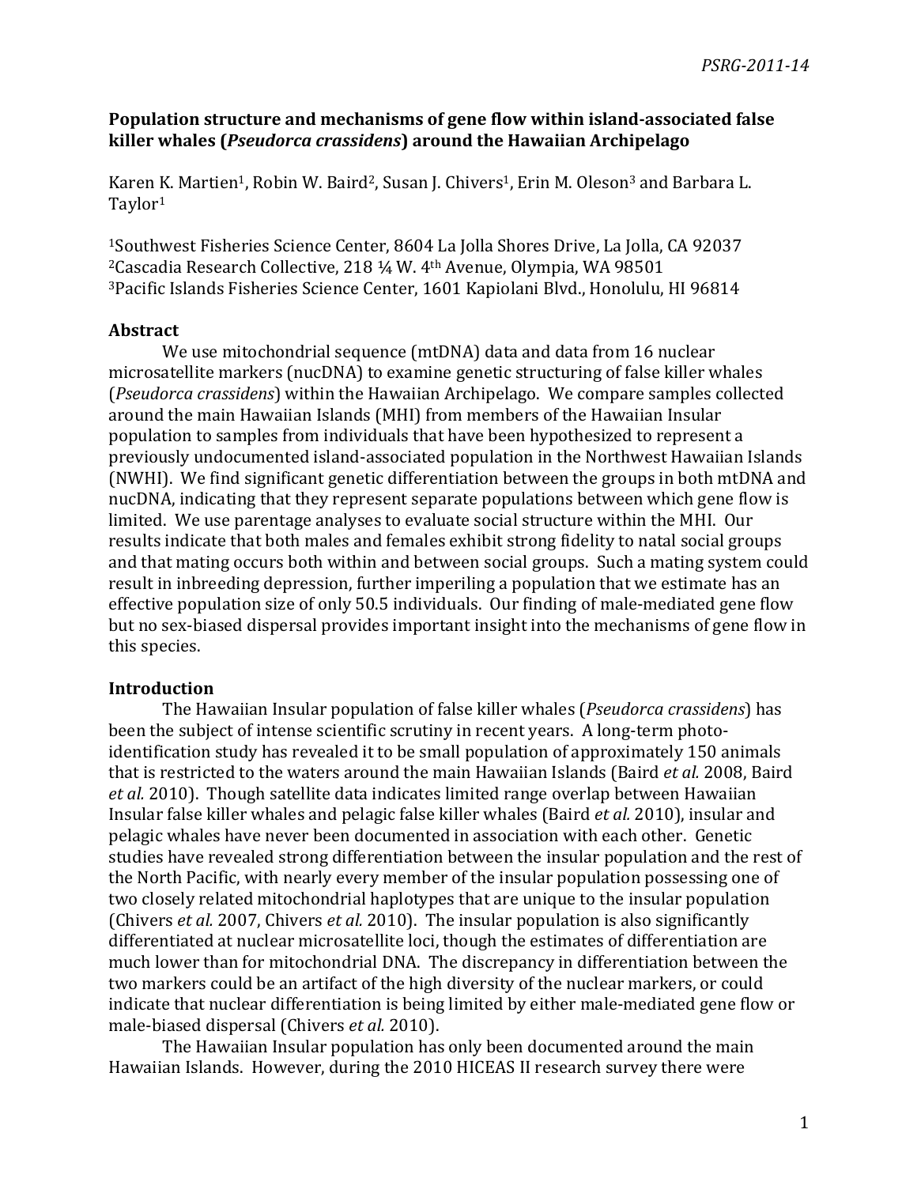# Population structure and mechanisms of gene flow within island-associated false killer whales (*Pseudorca crassidens*) around the Hawaiian Archipelago

Karen K. Martien[1], Robin W. Baird[2], Susan J. Chivers[1], Erin M. Oleson[3] and Barbara L. Taylor[1]

[1]Southwest Fisheries Science Center, 8604 La Jolla Shores Drive, La Jolla, CA 92037
[2]Cascadia Research Collective, 218 ¼ W. 4th Avenue, Olympia, WA 98501
[3]Pacific Islands Fisheries Science Center, 1601 Kapiolani Blvd., Honolulu, HI 96814

## Abstract

We use mitochondrial sequence (mtDNA) data and data from 16 nuclear microsatellite markers (nucDNA) to examine genetic structuring of false killer whales (*Pseudorca crassidens*) within the Hawaiian Archipelago. We compare samples collected around the main Hawaiian Islands (MHI) from members of the Hawaiian Insular population to samples from individuals that have been hypothesized to represent a previously undocumented island-associated population in the Northwest Hawaiian Islands (NWHI). We find significant genetic differentiation between the groups in both mtDNA and nucDNA, indicating that they represent separate populations between which gene flow is limited. We use parentage analyses to evaluate social structure within the MHI. Our results indicate that both males and females exhibit strong fidelity to natal social groups and that mating occurs both within and between social groups. Such a mating system could result in inbreeding depression, further imperiling a population that we estimate has an effective population size of only 50.5 individuals. Our finding of male-mediated gene flow but no sex-biased dispersal provides important insight into the mechanisms of gene flow in this species.

## Introduction

The Hawaiian Insular population of false killer whales (*Pseudorca crassidens*) has been the subject of intense scientific scrutiny in recent years. A long-term photo-identification study has revealed it to be small population of approximately 150 animals that is restricted to the waters around the main Hawaiian Islands (Baird *et al.* 2008, Baird *et al.* 2010). Though satellite data indicates limited range overlap between Hawaiian Insular false killer whales and pelagic false killer whales (Baird *et al.* 2010), insular and pelagic whales have never been documented in association with each other. Genetic studies have revealed strong differentiation between the insular population and the rest of the North Pacific, with nearly every member of the insular population possessing one of two closely related mitochondrial haplotypes that are unique to the insular population (Chivers *et al.* 2007, Chivers *et al.* 2010). The insular population is also significantly differentiated at nuclear microsatellite loci, though the estimates of differentiation are much lower than for mitochondrial DNA. The discrepancy in differentiation between the two markers could be an artifact of the high diversity of the nuclear markers, or could indicate that nuclear differentiation is being limited by either male-mediated gene flow or male-biased dispersal (Chivers *et al.* 2010).

The Hawaiian Insular population has only been documented around the main Hawaiian Islands. However, during the 2010 HICEAS II research survey there were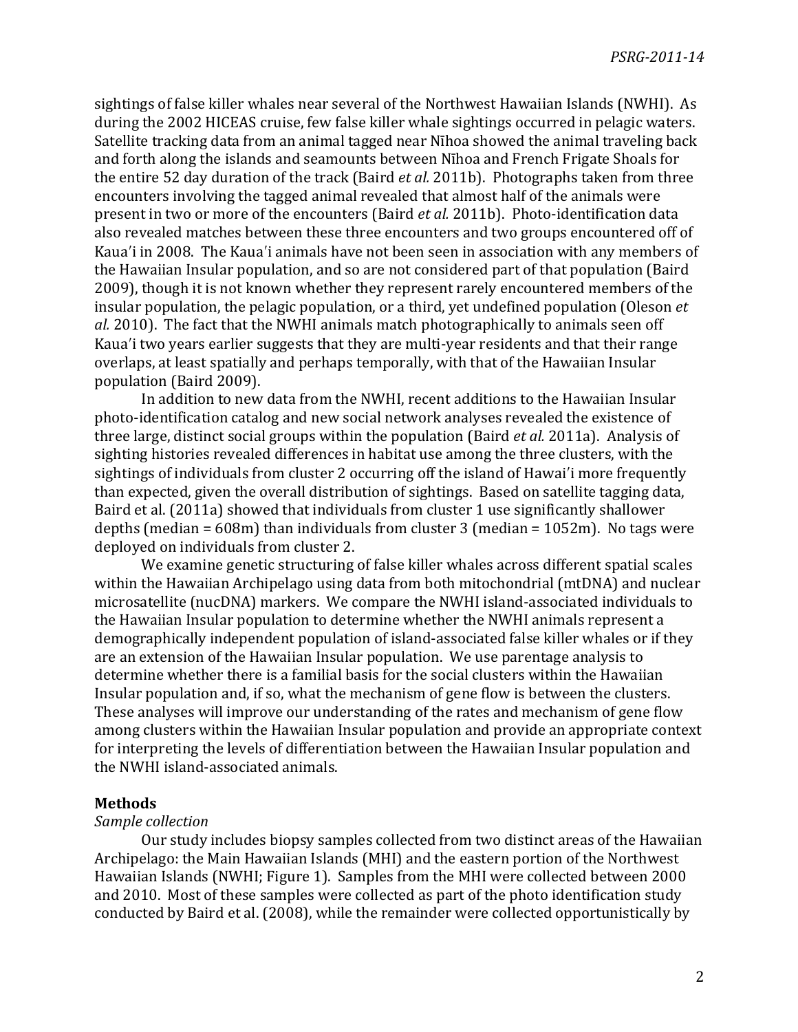sightings of false killer whales near several of the Northwest Hawaiian Islands (NWHI). As during the 2002 HICEAS cruise, few false killer whale sightings occurred in pelagic waters. Satellite tracking data from an animal tagged near Nīhoa showed the animal traveling back and forth along the islands and seamounts between Nīhoa and French Frigate Shoals for the entire 52 day duration of the track (Baird *et al.* 2011b). Photographs taken from three encounters involving the tagged animal revealed that almost half of the animals were present in two or more of the encounters (Baird *et al.* 2011b). Photo-identification data also revealed matches between these three encounters and two groups encountered off of Kaua'i in 2008. The Kaua'i animals have not been seen in association with any members of the Hawaiian Insular population, and so are not considered part of that population (Baird 2009), though it is not known whether they represent rarely encountered members of the insular population, the pelagic population, or a third, yet undefined population (Oleson *et al.* 2010). The fact that the NWHI animals match photographically to animals seen off Kaua'i two years earlier suggests that they are multi-year residents and that their range overlaps, at least spatially and perhaps temporally, with that of the Hawaiian Insular population (Baird 2009).

In addition to new data from the NWHI, recent additions to the Hawaiian Insular photo-identification catalog and new social network analyses revealed the existence of three large, distinct social groups within the population (Baird *et al.* 2011a). Analysis of sighting histories revealed differences in habitat use among the three clusters, with the sightings of individuals from cluster 2 occurring off the island of Hawai'i more frequently than expected, given the overall distribution of sightings. Based on satellite tagging data, Baird et al. (2011a) showed that individuals from cluster 1 use significantly shallower depths (median = 608m) than individuals from cluster 3 (median = 1052m). No tags were deployed on individuals from cluster 2.

We examine genetic structuring of false killer whales across different spatial scales within the Hawaiian Archipelago using data from both mitochondrial (mtDNA) and nuclear microsatellite (nucDNA) markers. We compare the NWHI island-associated individuals to the Hawaiian Insular population to determine whether the NWHI animals represent a demographically independent population of island-associated false killer whales or if they are an extension of the Hawaiian Insular population. We use parentage analysis to determine whether there is a familial basis for the social clusters within the Hawaiian Insular population and, if so, what the mechanism of gene flow is between the clusters. These analyses will improve our understanding of the rates and mechanism of gene flow among clusters within the Hawaiian Insular population and provide an appropriate context for interpreting the levels of differentiation between the Hawaiian Insular population and the NWHI island-associated animals.

## Methods

### *Sample collection*

Our study includes biopsy samples collected from two distinct areas of the Hawaiian Archipelago: the Main Hawaiian Islands (MHI) and the eastern portion of the Northwest Hawaiian Islands (NWHI; Figure 1). Samples from the MHI were collected between 2000 and 2010. Most of these samples were collected as part of the photo identification study conducted by Baird et al. (2008), while the remainder were collected opportunistically by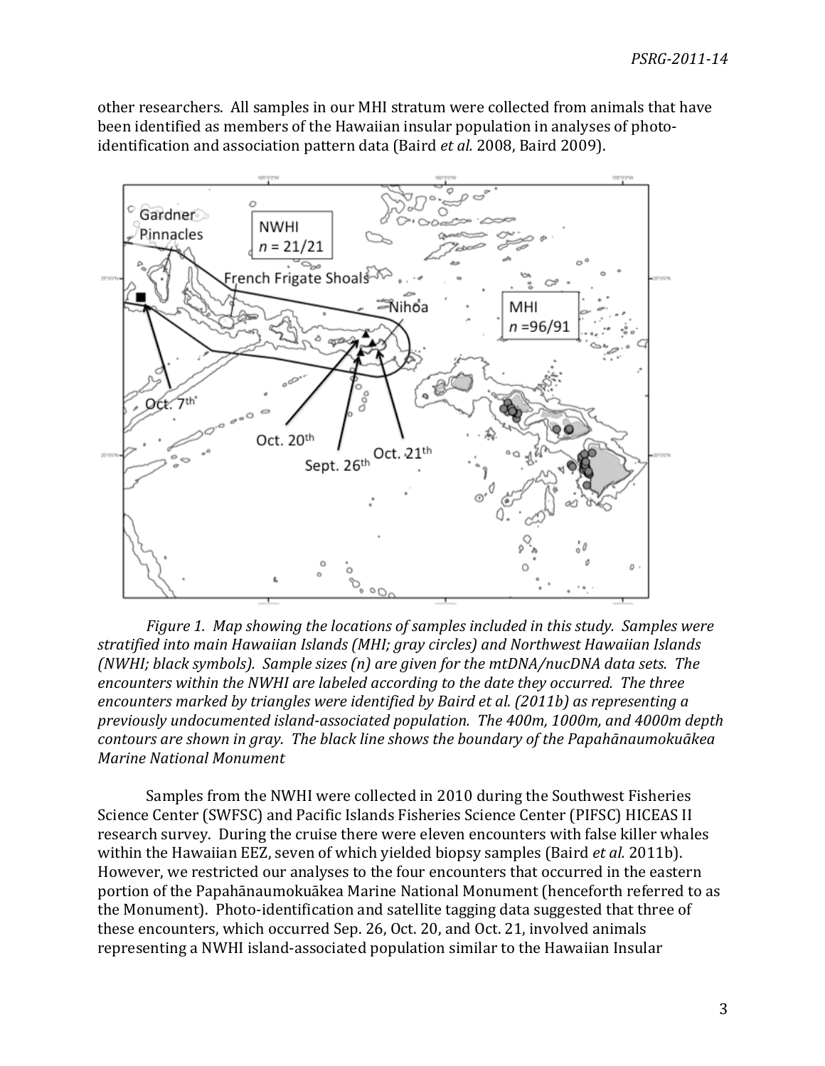other researchers. All samples in our MHI stratum were collected from animals that have been identified as members of the Hawaiian insular population in analyses of photo-identification and association pattern data (Baird *et al.* 2008, Baird 2009).

*Figure 1. Map showing the locations of samples included in this study. Samples were stratified into main Hawaiian Islands (MHI; gray circles) and Northwest Hawaiian Islands (NWHI; black symbols). Sample sizes (n) are given for the mtDNA/nucDNA data sets. The encounters within the NWHI are labeled according to the date they occurred. The three encounters marked by triangles were identified by Baird et al. (2011b) as representing a previously undocumented island-associated population. The 400m, 1000m, and 4000m depth contours are shown in gray. The black line shows the boundary of the Papahānaumokuākea Marine National Monument*

Samples from the NWHI were collected in 2010 during the Southwest Fisheries Science Center (SWFSC) and Pacific Islands Fisheries Science Center (PIFSC) HICEAS II research survey. During the cruise there were eleven encounters with false killer whales within the Hawaiian EEZ, seven of which yielded biopsy samples (Baird *et al.* 2011b). However, we restricted our analyses to the four encounters that occurred in the eastern portion of the Papahānaumokuākea Marine National Monument (henceforth referred to as the Monument). Photo-identification and satellite tagging data suggested that three of these encounters, which occurred Sep. 26, Oct. 20, and Oct. 21, involved animals representing a NWHI island-associated population similar to the Hawaiian Insular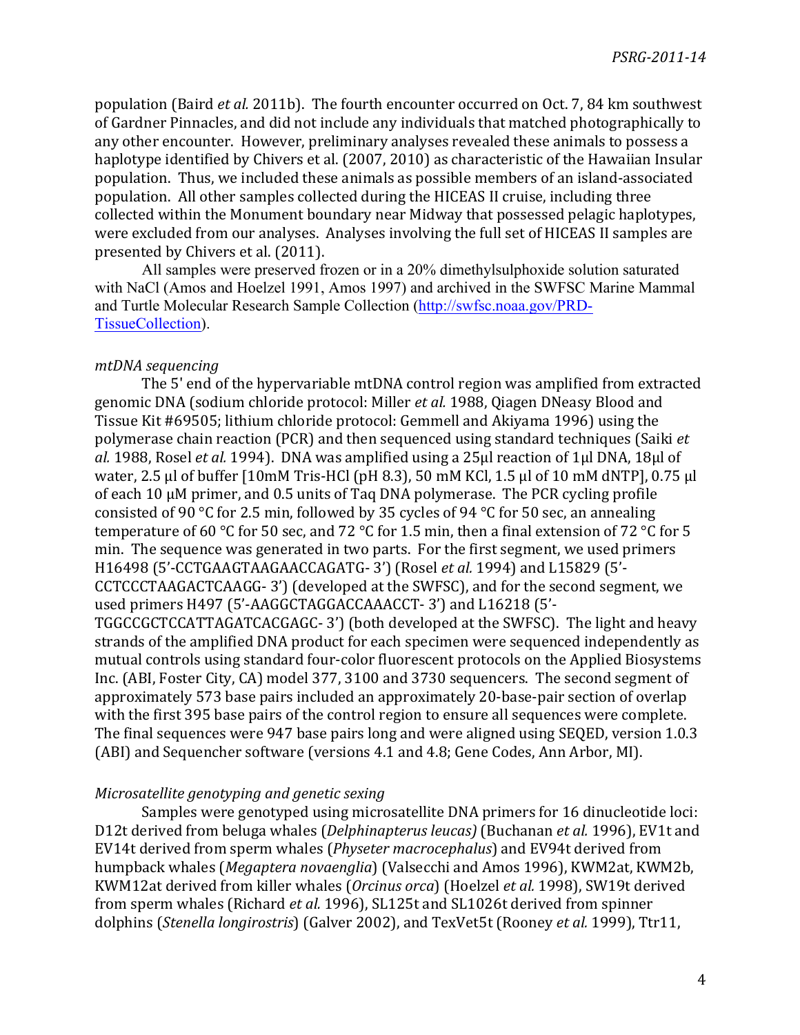population (Baird *et al.* 2011b). The fourth encounter occurred on Oct. 7, 84 km southwest of Gardner Pinnacles, and did not include any individuals that matched photographically to any other encounter. However, preliminary analyses revealed these animals to possess a haplotype identified by Chivers et al. (2007, 2010) as characteristic of the Hawaiian Insular population. Thus, we included these animals as possible members of an island-associated population. All other samples collected during the HICEAS II cruise, including three collected within the Monument boundary near Midway that possessed pelagic haplotypes, were excluded from our analyses. Analyses involving the full set of HICEAS II samples are presented by Chivers et al. (2011).

All samples were preserved frozen or in a 20% dimethylsulphoxide solution saturated with NaCl (Amos and Hoelzel 1991, Amos 1997) and archived in the SWFSC Marine Mammal and Turtle Molecular Research Sample Collection (http://swfsc.noaa.gov/PRD-TissueCollection).

*mtDNA sequencing*

The 5' end of the hypervariable mtDNA control region was amplified from extracted genomic DNA (sodium chloride protocol: Miller *et al.* 1988, Qiagen DNeasy Blood and Tissue Kit #69505; lithium chloride protocol: Gemmell and Akiyama 1996) using the polymerase chain reaction (PCR) and then sequenced using standard techniques (Saiki *et al.* 1988, Rosel *et al.* 1994). DNA was amplified using a 25μl reaction of 1μl DNA, 18μl of water, 2.5 μl of buffer [10mM Tris-HCl (pH 8.3), 50 mM KCl, 1.5 μl of 10 mM dNTP], 0.75 μl of each 10 μM primer, and 0.5 units of Taq DNA polymerase. The PCR cycling profile consisted of 90 °C for 2.5 min, followed by 35 cycles of 94 °C for 50 sec, an annealing temperature of 60 °C for 50 sec, and 72 °C for 1.5 min, then a final extension of 72 °C for 5 min. The sequence was generated in two parts. For the first segment, we used primers H16498 (5'-CCTGAAGTAAGAACCAGATG- 3') (Rosel *et al.* 1994) and L15829 (5'-CCTCCCTAAGACTCAAGG- 3') (developed at the SWFSC), and for the second segment, we used primers H497 (5'-AAGGCTAGGACCAAACCT- 3') and L16218 (5'-TGGCCGCTCCATTAGATCACGAGC- 3') (both developed at the SWFSC). The light and heavy strands of the amplified DNA product for each specimen were sequenced independently as mutual controls using standard four-color fluorescent protocols on the Applied Biosystems Inc. (ABI, Foster City, CA) model 377, 3100 and 3730 sequencers. The second segment of approximately 573 base pairs included an approximately 20-base-pair section of overlap with the first 395 base pairs of the control region to ensure all sequences were complete. The final sequences were 947 base pairs long and were aligned using SEQED, version 1.0.3 (ABI) and Sequencher software (versions 4.1 and 4.8; Gene Codes, Ann Arbor, MI).

*Microsatellite genotyping and genetic sexing*

Samples were genotyped using microsatellite DNA primers for 16 dinucleotide loci: D12t derived from beluga whales (*Delphinapterus leucas)* (Buchanan *et al.* 1996), EV1t and EV14t derived from sperm whales (*Physeter macrocephalus*) and EV94t derived from humpback whales (*Megaptera novaenglia*) (Valsecchi and Amos 1996), KWM2at, KWM2b, KWM12at derived from killer whales (*Orcinus orca*) (Hoelzel *et al.* 1998), SW19t derived from sperm whales (Richard *et al.* 1996), SL125t and SL1026t derived from spinner dolphins (*Stenella longirostris*) (Galver 2002), and TexVet5t (Rooney *et al.* 1999), Ttr11,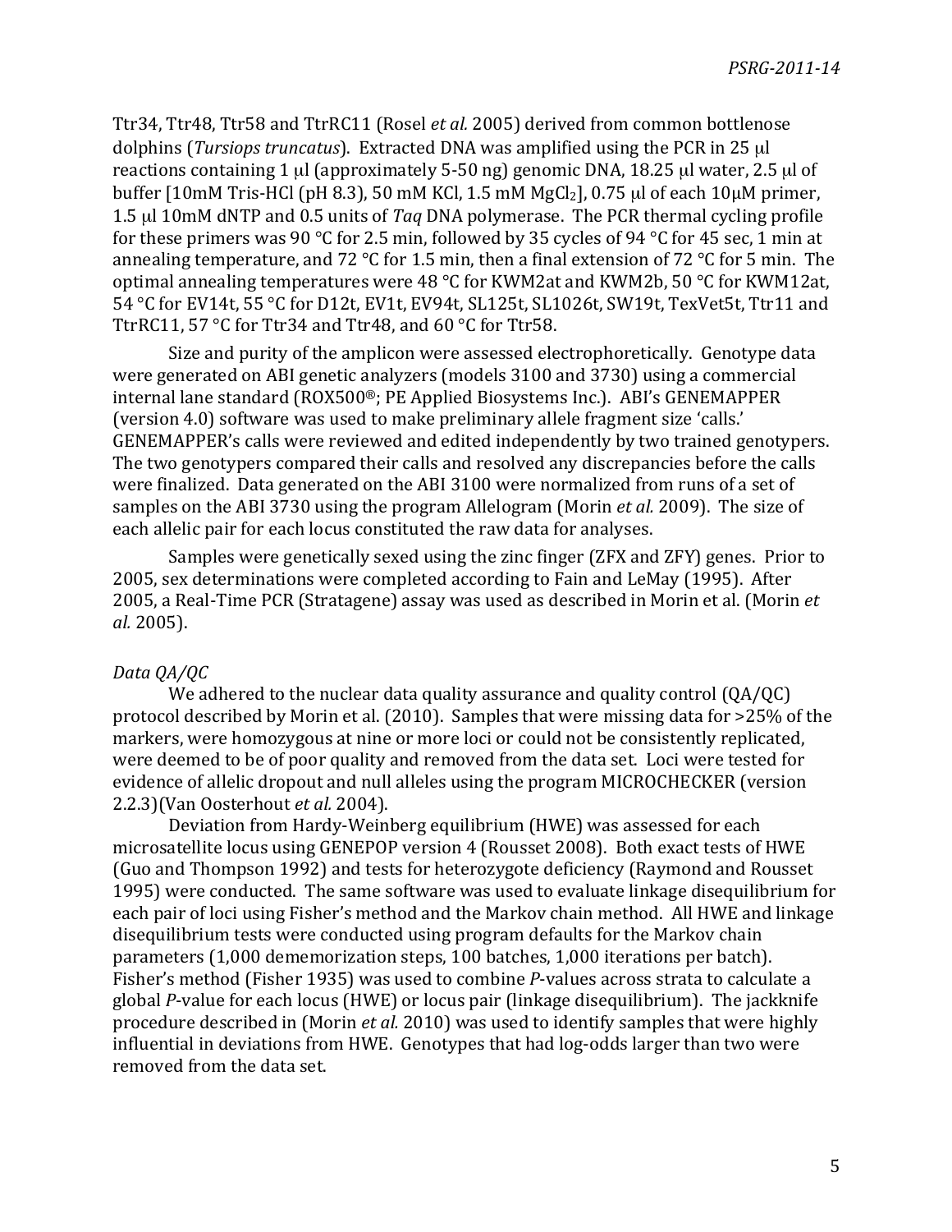Ttr34, Ttr48, Ttr58 and TtrRC11 (Rosel *et al.* 2005) derived from common bottlenose dolphins (*Tursiops truncatus*). Extracted DNA was amplified using the PCR in 25 μl reactions containing 1 μl (approximately 5-50 ng) genomic DNA, 18.25 μl water, 2.5 μl of buffer [10mM Tris-HCl (pH 8.3), 50 mM KCl, 1.5 mM $MgCl_2$], 0.75 μl of each 10μM primer, 1.5 μl 10mM dNTP and 0.5 units of *Taq* DNA polymerase. The PCR thermal cycling profile for these primers was 90 °C for 2.5 min, followed by 35 cycles of 94 °C for 45 sec, 1 min at annealing temperature, and 72 °C for 1.5 min, then a final extension of 72 °C for 5 min. The optimal annealing temperatures were 48 °C for KWM2at and KWM2b, 50 °C for KWM12at, 54 °C for EV14t, 55 °C for D12t, EV1t, EV94t, SL125t, SL1026t, SW19t, TexVet5t, Ttr11 and TtrRC11, 57 °C for Ttr34 and Ttr48, and 60 °C for Ttr58.

Size and purity of the amplicon were assessed electrophoretically. Genotype data were generated on ABI genetic analyzers (models 3100 and 3730) using a commercial internal lane standard (ROX500®; PE Applied Biosystems Inc.). ABI's GENEMAPPER (version 4.0) software was used to make preliminary allele fragment size 'calls.' GENEMAPPER's calls were reviewed and edited independently by two trained genotypers. The two genotypers compared their calls and resolved any discrepancies before the calls were finalized. Data generated on the ABI 3100 were normalized from runs of a set of samples on the ABI 3730 using the program Allelogram (Morin *et al.* 2009). The size of each allelic pair for each locus constituted the raw data for analyses.

Samples were genetically sexed using the zinc finger (ZFX and ZFY) genes. Prior to 2005, sex determinations were completed according to Fain and LeMay (1995). After 2005, a Real-Time PCR (Stratagene) assay was used as described in Morin et al. (Morin *et al.* 2005).

*Data QA/QC*

We adhered to the nuclear data quality assurance and quality control (QA/QC) protocol described by Morin et al. (2010). Samples that were missing data for >25% of the markers, were homozygous at nine or more loci or could not be consistently replicated, were deemed to be of poor quality and removed from the data set. Loci were tested for evidence of allelic dropout and null alleles using the program MICROCHECKER (version 2.2.3)(Van Oosterhout *et al.* 2004).

Deviation from Hardy-Weinberg equilibrium (HWE) was assessed for each microsatellite locus using GENEPOP version 4 (Rousset 2008). Both exact tests of HWE (Guo and Thompson 1992) and tests for heterozygote deficiency (Raymond and Rousset 1995) were conducted. The same software was used to evaluate linkage disequilibrium for each pair of loci using Fisher's method and the Markov chain method. All HWE and linkage disequilibrium tests were conducted using program defaults for the Markov chain parameters (1,000 dememorization steps, 100 batches, 1,000 iterations per batch). Fisher's method (Fisher 1935) was used to combine *P*-values across strata to calculate a global *P*-value for each locus (HWE) or locus pair (linkage disequilibrium). The jackknife procedure described in (Morin *et al.* 2010) was used to identify samples that were highly influential in deviations from HWE. Genotypes that had log-odds larger than two were removed from the data set.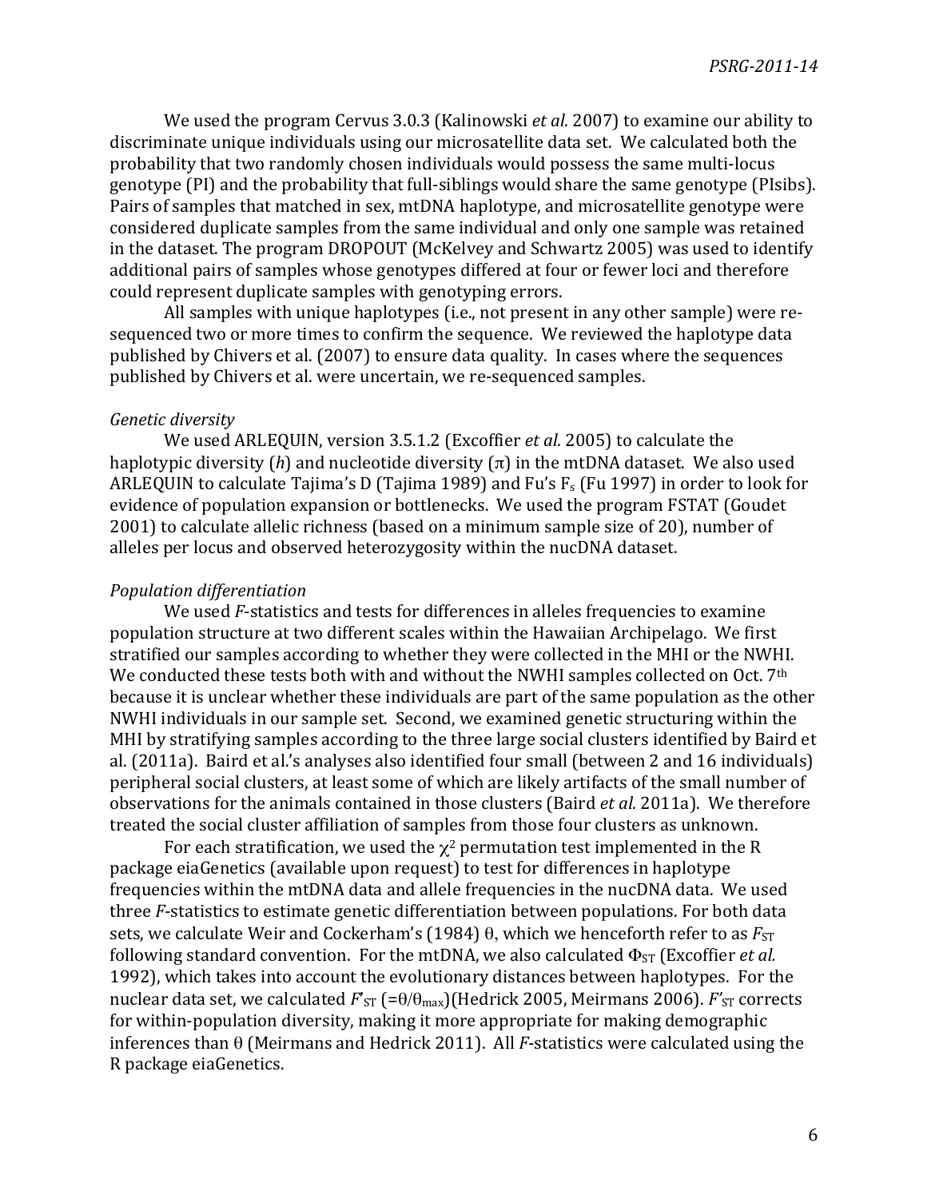We used the program Cervus 3.0.3 (Kalinowski *et al.* 2007) to examine our ability to discriminate unique individuals using our microsatellite data set. We calculated both the probability that two randomly chosen individuals would possess the same multi-locus genotype (PI) and the probability that full-siblings would share the same genotype (PIsibs). Pairs of samples that matched in sex, mtDNA haplotype, and microsatellite genotype were considered duplicate samples from the same individual and only one sample was retained in the dataset. The program DROPOUT (McKelvey and Schwartz 2005) was used to identify additional pairs of samples whose genotypes differed at four or fewer loci and therefore could represent duplicate samples with genotyping errors.

All samples with unique haplotypes (i.e., not present in any other sample) were re-sequenced two or more times to confirm the sequence. We reviewed the haplotype data published by Chivers et al. (2007) to ensure data quality. In cases where the sequences published by Chivers et al. were uncertain, we re-sequenced samples.

*Genetic diversity*

We used ARLEQUIN, version 3.5.1.2 (Excoffier *et al.* 2005) to calculate the haplotypic diversity ($h$) and nucleotide diversity ($\pi$) in the mtDNA dataset. We also used ARLEQUIN to calculate Tajima's D (Tajima 1989) and Fu's $F_s$ (Fu 1997) in order to look for evidence of population expansion or bottlenecks. We used the program FSTAT (Goudet 2001) to calculate allelic richness (based on a minimum sample size of 20), number of alleles per locus and observed heterozygosity within the nucDNA dataset.

*Population differentiation*

We used *F*-statistics and tests for differences in alleles frequencies to examine population structure at two different scales within the Hawaiian Archipelago. We first stratified our samples according to whether they were collected in the MHI or the NWHI. We conducted these tests both with and without the NWHI samples collected on Oct. 7th because it is unclear whether these individuals are part of the same population as the other NWHI individuals in our sample set. Second, we examined genetic structuring within the MHI by stratifying samples according to the three large social clusters identified by Baird et al. (2011a). Baird et al.'s analyses also identified four small (between 2 and 16 individuals) peripheral social clusters, at least some of which are likely artifacts of the small number of observations for the animals contained in those clusters (Baird *et al.* 2011a). We therefore treated the social cluster affiliation of samples from those four clusters as unknown.

For each stratification, we used the $\chi^2$ permutation test implemented in the R package eiaGenetics (available upon request) to test for differences in haplotype frequencies within the mtDNA data and allele frequencies in the nucDNA data. We used three *F*-statistics to estimate genetic differentiation between populations. For both data sets, we calculate Weir and Cockerham's (1984) $\theta$, which we henceforth refer to as $F_{ST}$ following standard convention. For the mtDNA, we also calculated $\Phi_{ST}$ (Excoffier *et al.* 1992), which takes into account the evolutionary distances between haplotypes. For the nuclear data set, we calculated $F'_{ST}$ ($=\theta/\theta_{max}$)(Hedrick 2005, Meirmans 2006). $F'_{ST}$ corrects for within-population diversity, making it more appropriate for making demographic inferences than $\theta$ (Meirmans and Hedrick 2011). All *F*-statistics were calculated using the R package eiaGenetics.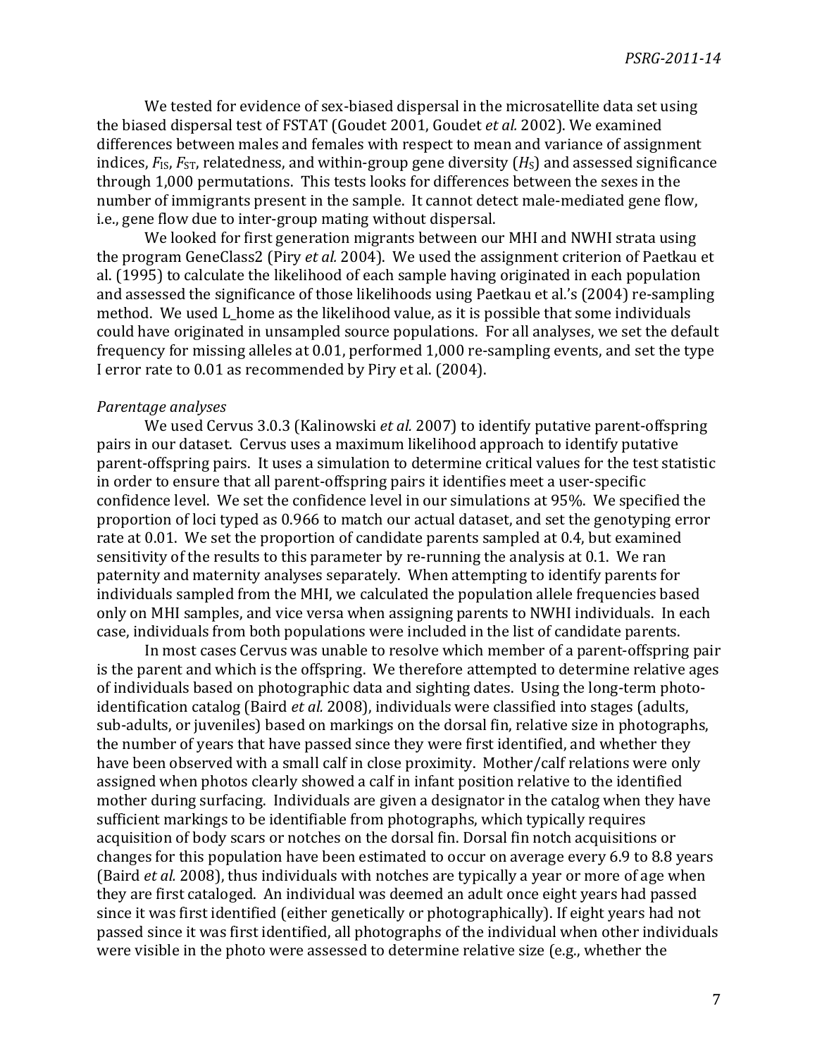We tested for evidence of sex-biased dispersal in the microsatellite data set using the biased dispersal test of FSTAT (Goudet 2001, Goudet *et al.* 2002). We examined differences between males and females with respect to mean and variance of assignment indices, $F_{IS}$, $F_{ST}$, relatedness, and within-group gene diversity ($H_S$) and assessed significance through 1,000 permutations. This tests looks for differences between the sexes in the number of immigrants present in the sample. It cannot detect male-mediated gene flow, i.e., gene flow due to inter-group mating without dispersal.

We looked for first generation migrants between our MHI and NWHI strata using the program GeneClass2 (Piry *et al.* 2004). We used the assignment criterion of Paetkau et al. (1995) to calculate the likelihood of each sample having originated in each population and assessed the significance of those likelihoods using Paetkau et al.'s (2004) re-sampling method. We used L_home as the likelihood value, as it is possible that some individuals could have originated in unsampled source populations. For all analyses, we set the default frequency for missing alleles at 0.01, performed 1,000 re-sampling events, and set the type I error rate to 0.01 as recommended by Piry et al. (2004).

*Parentage analyses*

We used Cervus 3.0.3 (Kalinowski *et al.* 2007) to identify putative parent-offspring pairs in our dataset. Cervus uses a maximum likelihood approach to identify putative parent-offspring pairs. It uses a simulation to determine critical values for the test statistic in order to ensure that all parent-offspring pairs it identifies meet a user-specific confidence level. We set the confidence level in our simulations at 95%. We specified the proportion of loci typed as 0.966 to match our actual dataset, and set the genotyping error rate at 0.01. We set the proportion of candidate parents sampled at 0.4, but examined sensitivity of the results to this parameter by re-running the analysis at 0.1. We ran paternity and maternity analyses separately. When attempting to identify parents for individuals sampled from the MHI, we calculated the population allele frequencies based only on MHI samples, and vice versa when assigning parents to NWHI individuals. In each case, individuals from both populations were included in the list of candidate parents.

In most cases Cervus was unable to resolve which member of a parent-offspring pair is the parent and which is the offspring. We therefore attempted to determine relative ages of individuals based on photographic data and sighting dates. Using the long-term photo-identification catalog (Baird *et al.* 2008), individuals were classified into stages (adults, sub-adults, or juveniles) based on markings on the dorsal fin, relative size in photographs, the number of years that have passed since they were first identified, and whether they have been observed with a small calf in close proximity. Mother/calf relations were only assigned when photos clearly showed a calf in infant position relative to the identified mother during surfacing. Individuals are given a designator in the catalog when they have sufficient markings to be identifiable from photographs, which typically requires acquisition of body scars or notches on the dorsal fin. Dorsal fin notch acquisitions or changes for this population have been estimated to occur on average every 6.9 to 8.8 years (Baird *et al.* 2008), thus individuals with notches are typically a year or more of age when they are first cataloged. An individual was deemed an adult once eight years had passed since it was first identified (either genetically or photographically). If eight years had not passed since it was first identified, all photographs of the individual when other individuals were visible in the photo were assessed to determine relative size (e.g., whether the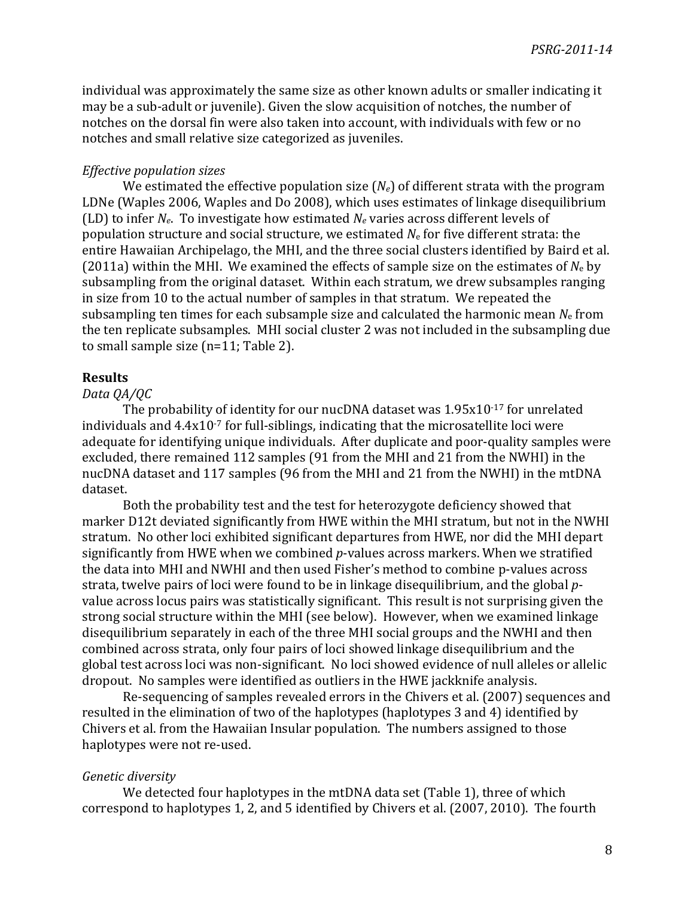individual was approximately the same size as other known adults or smaller indicating it may be a sub-adult or juvenile). Given the slow acquisition of notches, the number of notches on the dorsal fin were also taken into account, with individuals with few or no notches and small relative size categorized as juveniles.

*Effective population sizes*

We estimated the effective population size ($N_e$) of different strata with the program LDNe (Waples 2006, Waples and Do 2008), which uses estimates of linkage disequilibrium (LD) to infer $N_e$. To investigate how estimated $N_e$ varies across different levels of population structure and social structure, we estimated $N_e$ for five different strata: the entire Hawaiian Archipelago, the MHI, and the three social clusters identified by Baird et al. (2011a) within the MHI. We examined the effects of sample size on the estimates of $N_e$ by subsampling from the original dataset. Within each stratum, we drew subsamples ranging in size from 10 to the actual number of samples in that stratum. We repeated the subsampling ten times for each subsample size and calculated the harmonic mean $N_e$ from the ten replicate subsamples. MHI social cluster 2 was not included in the subsampling due to small sample size (n=11; Table 2).

## Results

*Data QA/QC*

The probability of identity for our nucDNA dataset was $1.95 \times 10^{-17}$ for unrelated individuals and $4.4 \times 10^{-7}$ for full-siblings, indicating that the microsatellite loci were adequate for identifying unique individuals. After duplicate and poor-quality samples were excluded, there remained 112 samples (91 from the MHI and 21 from the NWHI) in the nucDNA dataset and 117 samples (96 from the MHI and 21 from the NWHI) in the mtDNA dataset.

Both the probability test and the test for heterozygote deficiency showed that marker D12t deviated significantly from HWE within the MHI stratum, but not in the NWHI stratum. No other loci exhibited significant departures from HWE, nor did the MHI depart significantly from HWE when we combined *p*-values across markers. When we stratified the data into MHI and NWHI and then used Fisher's method to combine p-values across strata, twelve pairs of loci were found to be in linkage disequilibrium, and the global *p*-value across locus pairs was statistically significant. This result is not surprising given the strong social structure within the MHI (see below). However, when we examined linkage disequilibrium separately in each of the three MHI social groups and the NWHI and then combined across strata, only four pairs of loci showed linkage disequilibrium and the global test across loci was non-significant. No loci showed evidence of null alleles or allelic dropout. No samples were identified as outliers in the HWE jackknife analysis.

Re-sequencing of samples revealed errors in the Chivers et al. (2007) sequences and resulted in the elimination of two of the haplotypes (haplotypes 3 and 4) identified by Chivers et al. from the Hawaiian Insular population. The numbers assigned to those haplotypes were not re-used.

*Genetic diversity*

We detected four haplotypes in the mtDNA data set (Table 1), three of which correspond to haplotypes 1, 2, and 5 identified by Chivers et al. (2007, 2010). The fourth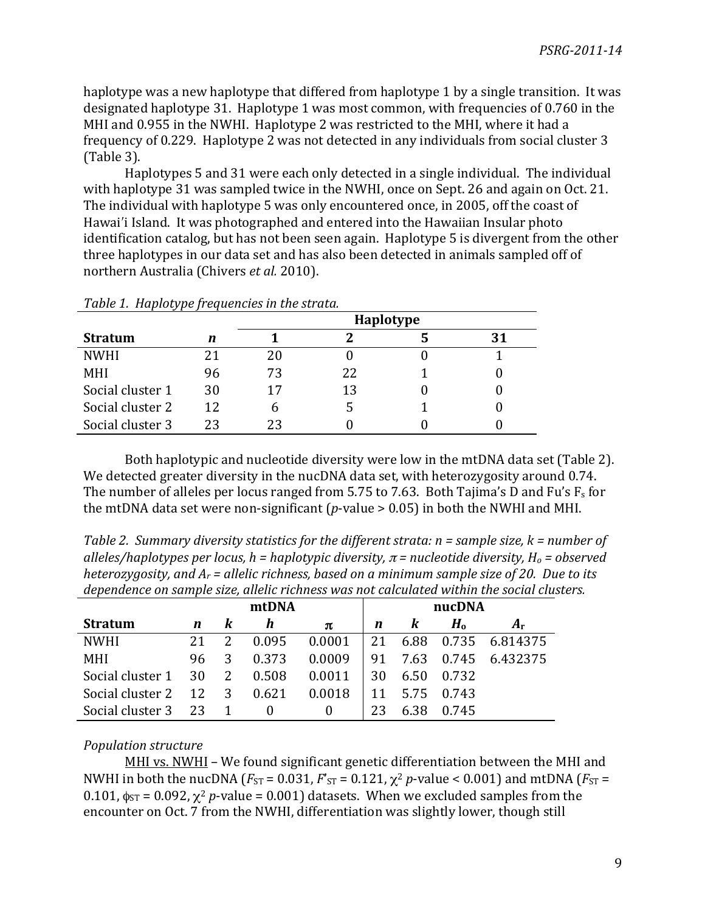haplotype was a new haplotype that differed from haplotype 1 by a single transition. It was designated haplotype 31. Haplotype 1 was most common, with frequencies of 0.760 in the MHI and 0.955 in the NWHI. Haplotype 2 was restricted to the MHI, where it had a frequency of 0.229. Haplotype 2 was not detected in any individuals from social cluster 3 (Table 3).

Haplotypes 5 and 31 were each only detected in a single individual. The individual with haplotype 31 was sampled twice in the NWHI, once on Sept. 26 and again on Oct. 21. The individual with haplotype 5 was only encountered once, in 2005, off the coast of Hawai'i Island. It was photographed and entered into the Hawaiian Insular photo identification catalog, but has not been seen again. Haplotype 5 is divergent from the other three haplotypes in our data set and has also been detected in animals sampled off of northern Australia (Chivers *et al.* 2010).

*Table 1. Haplotype frequencies in the strata.*

| | | Haplotype | | | |
|---|---|---|---|---|---|
| **Stratum** | ***n*** | **1** | **2** | **5** | **31** |
| NWHI | 21 | 20 | 0 | 0 | 1 |
| MHI | 96 | 73 | 22 | 1 | 0 |
| Social cluster 1 | 30 | 17 | 13 | 0 | 0 |
| Social cluster 2 | 12 | 6 | 5 | 1 | 0 |
| Social cluster 3 | 23 | 23 | 0 | 0 | 0 |

Both haplotypic and nucleotide diversity were low in the mtDNA data set (Table 2). We detected greater diversity in the nucDNA data set, with heterozygosity around 0.74. The number of alleles per locus ranged from 5.75 to 7.63. Both Tajima's D and Fu's $F_s$ for the mtDNA data set were non-significant (*p*-value > 0.05) in both the NWHI and MHI.

*Table 2. Summary diversity statistics for the different strata: n = sample size, k = number of alleles/haplotypes per locus, h = haplotypic diversity, $\pi$ = nucleotide diversity, $H_o$ = observed heterozygosity, and $A_r$ = allelic richness, based on a minimum sample size of 20. Due to its dependence on sample size, allelic richness was not calculated within the social clusters.*

| | mtDNA | | | | nucDNA | | | |
|---|---|---|---|---|---|---|---|---|
| **Stratum** | ***n*** | ***k*** | ***h*** | $\pi$ | ***n*** | ***k*** | $H_o$ | $A_r$ |
| NWHI | 21 | 2 | 0.095 | 0.0001 | 21 | 6.88 | 0.735 | 6.814375 |
| MHI | 96 | 3 | 0.373 | 0.0009 | 91 | 7.63 | 0.745 | 6.432375 |
| Social cluster 1 | 30 | 2 | 0.508 | 0.0011 | 30 | 6.50 | 0.732 | |
| Social cluster 2 | 12 | 3 | 0.621 | 0.0018 | 11 | 5.75 | 0.743 | |
| Social cluster 3 | 23 | 1 | 0 | 0 | 23 | 6.38 | 0.745 | |

*Population structure*

MHI vs. NWHI – We found significant genetic differentiation between the MHI and NWHI in both the nucDNA ($F_{ST}$ = 0.031, $F'_{ST}$ = 0.121, $\chi^2$ *p*-value < 0.001) and mtDNA ($F_{ST}$ = 0.101, $\phi_{ST}$ = 0.092, $\chi^2$ *p*-value = 0.001) datasets. When we excluded samples from the encounter on Oct. 7 from the NWHI, differentiation was slightly lower, though still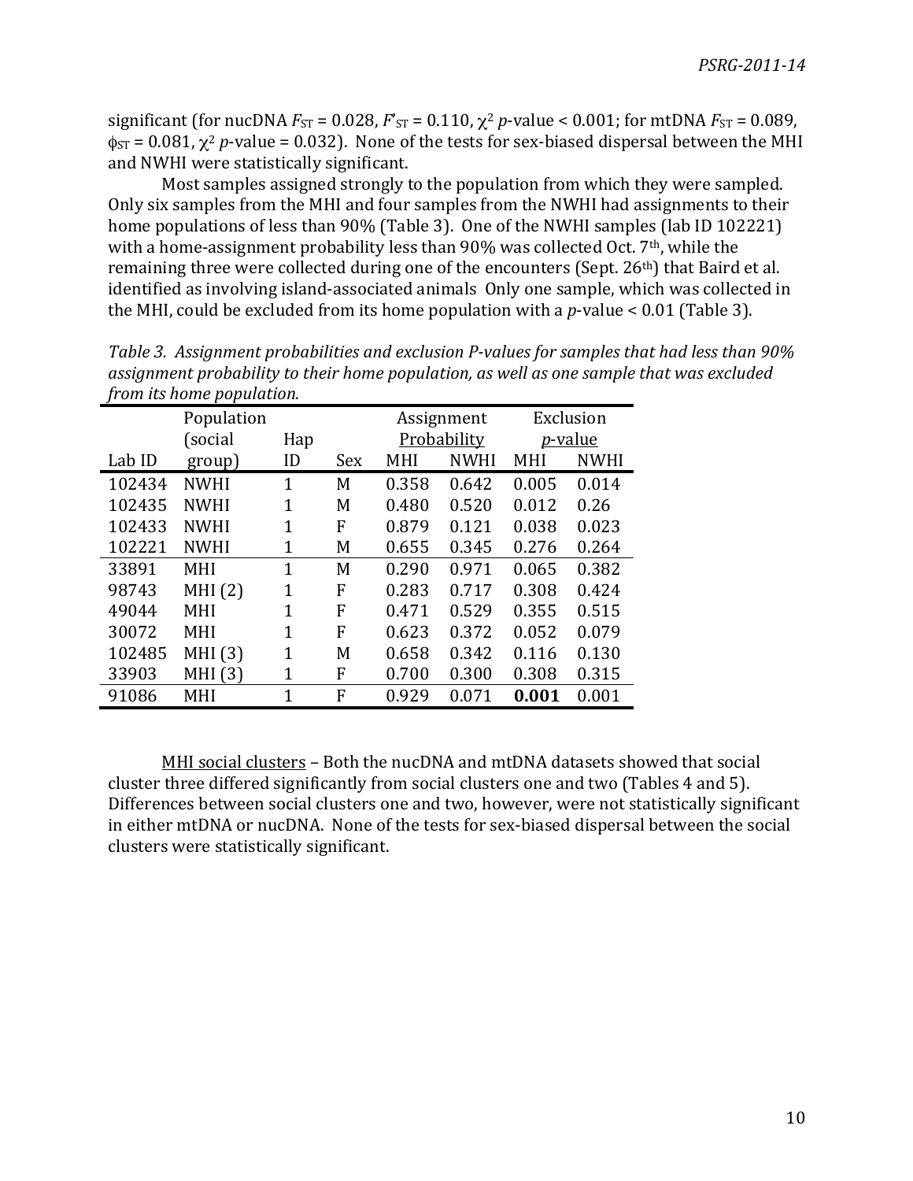significant (for nucDNA $F_{ST}$ = 0.028, $F'_{ST}$ = 0.110, $\chi^2$ *p*-value < 0.001; for mtDNA $F_{ST}$ = 0.089, $\phi_{ST}$ = 0.081, $\chi^2$ *p*-value = 0.032). None of the tests for sex-biased dispersal between the MHI and NWHI were statistically significant.

Most samples assigned strongly to the population from which they were sampled. Only six samples from the MHI and four samples from the NWHI had assignments to their home populations of less than 90% (Table 3). One of the NWHI samples (lab ID 102221) with a home-assignment probability less than 90% was collected Oct. 7th, while the remaining three were collected during one of the encounters (Sept. 26th) that Baird et al. identified as involving island-associated animals Only one sample, which was collected in the MHI, could be excluded from its home population with a *p*-value < 0.01 (Table 3).

*Table 3. Assignment probabilities and exclusion P-values for samples that had less than 90% assignment probability to their home population, as well as one sample that was excluded from its home population.*

| Lab ID | Population (social group) | Hap ID | Sex | Assignment Probability | | Exclusion *p*-value | |
|---|---|---|---|---|---|---|---|
| | | | | MHI | NWHI | MHI | NWHI |
| 102434 | NWHI | 1 | M | 0.358 | 0.642 | 0.005 | 0.014 |
| 102435 | NWHI | 1 | M | 0.480 | 0.520 | 0.012 | 0.26 |
| 102433 | NWHI | 1 | F | 0.879 | 0.121 | 0.038 | 0.023 |
| 102221 | NWHI | 1 | M | 0.655 | 0.345 | 0.276 | 0.264 |
| 33891 | MHI | 1 | M | 0.290 | 0.971 | 0.065 | 0.382 |
| 98743 | MHI (2) | 1 | F | 0.283 | 0.717 | 0.308 | 0.424 |
| 49044 | MHI | 1 | F | 0.471 | 0.529 | 0.355 | 0.515 |
| 30072 | MHI | 1 | F | 0.623 | 0.372 | 0.052 | 0.079 |
| 102485 | MHI (3) | 1 | M | 0.658 | 0.342 | 0.116 | 0.130 |
| 33903 | MHI (3) | 1 | F | 0.700 | 0.300 | 0.308 | 0.315 |
| 91086 | MHI | 1 | F | 0.929 | 0.071 | **0.001** | 0.001 |

<u>MHI social clusters</u> – Both the nucDNA and mtDNA datasets showed that social cluster three differed significantly from social clusters one and two (Tables 4 and 5). Differences between social clusters one and two, however, were not statistically significant in either mtDNA or nucDNA. None of the tests for sex-biased dispersal between the social clusters were statistically significant.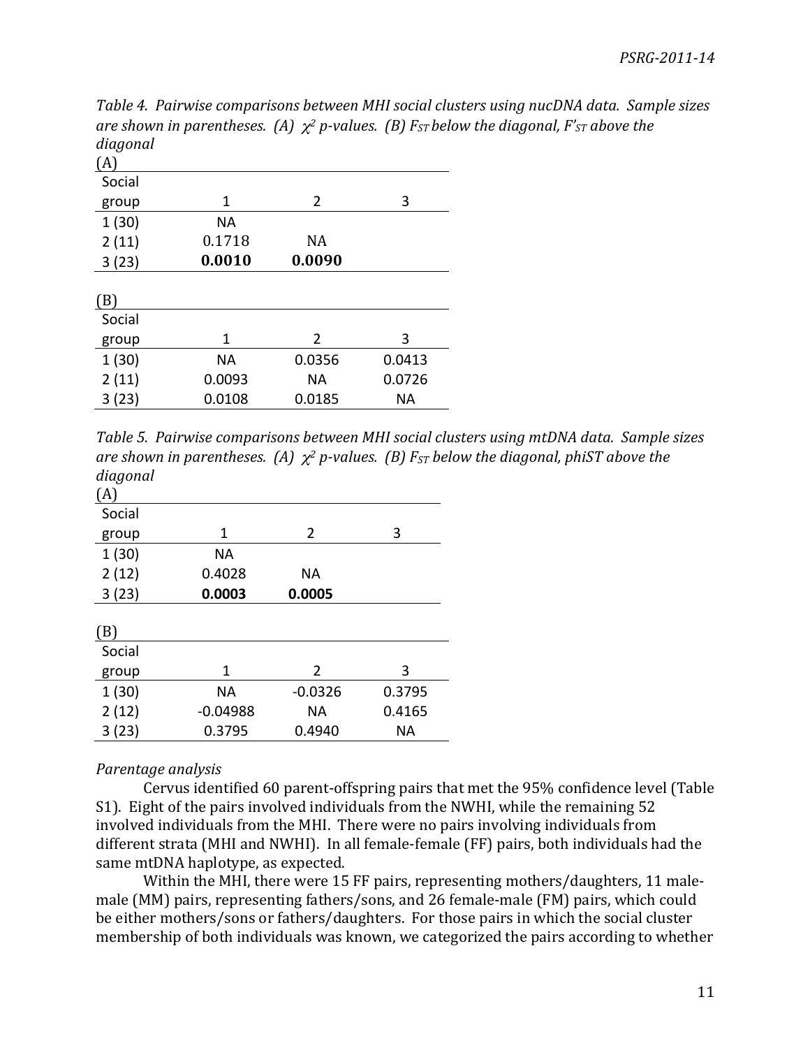*Table 4. Pairwise comparisons between MHI social clusters using nucDNA data. Sample sizes are shown in parentheses. (A) $\chi^2$ p-values. (B) $F_{ST}$ below the diagonal, $F'_{ST}$ above the diagonal*

(A)

| Social group | 1 | 2 | 3 |
|---|---|---|---|
| 1 (30) | NA | | |
| 2 (11) | 0.1718 | NA | |
| 3 (23) | **0.0010** | **0.0090** | |

(B)

| Social group | 1 | 2 | 3 |
|---|---|---|---|
| 1 (30) | NA | 0.0356 | 0.0413 |
| 2 (11) | 0.0093 | NA | 0.0726 |
| 3 (23) | 0.0108 | 0.0185 | NA |

*Table 5. Pairwise comparisons between MHI social clusters using mtDNA data. Sample sizes are shown in parentheses. (A) $\chi^2$ p-values. (B) $F_{ST}$ below the diagonal, phiST above the diagonal*

(A)

| Social group | 1 | 2 | 3 |
|---|---|---|---|
| 1 (30) | NA | | |
| 2 (12) | 0.4028 | NA | |
| 3 (23) | **0.0003** | **0.0005** | |

(B)

| Social group | 1 | 2 | 3 |
|---|---|---|---|
| 1 (30) | NA | -0.0326 | 0.3795 |
| 2 (12) | -0.04988 | NA | 0.4165 |
| 3 (23) | 0.3795 | 0.4940 | NA |

*Parentage analysis*

Cervus identified 60 parent-offspring pairs that met the 95% confidence level (Table S1). Eight of the pairs involved individuals from the NWHI, while the remaining 52 involved individuals from the MHI. There were no pairs involving individuals from different strata (MHI and NWHI). In all female-female (FF) pairs, both individuals had the same mtDNA haplotype, as expected.

Within the MHI, there were 15 FF pairs, representing mothers/daughters, 11 male-male (MM) pairs, representing fathers/sons, and 26 female-male (FM) pairs, which could be either mothers/sons or fathers/daughters. For those pairs in which the social cluster membership of both individuals was known, we categorized the pairs according to whether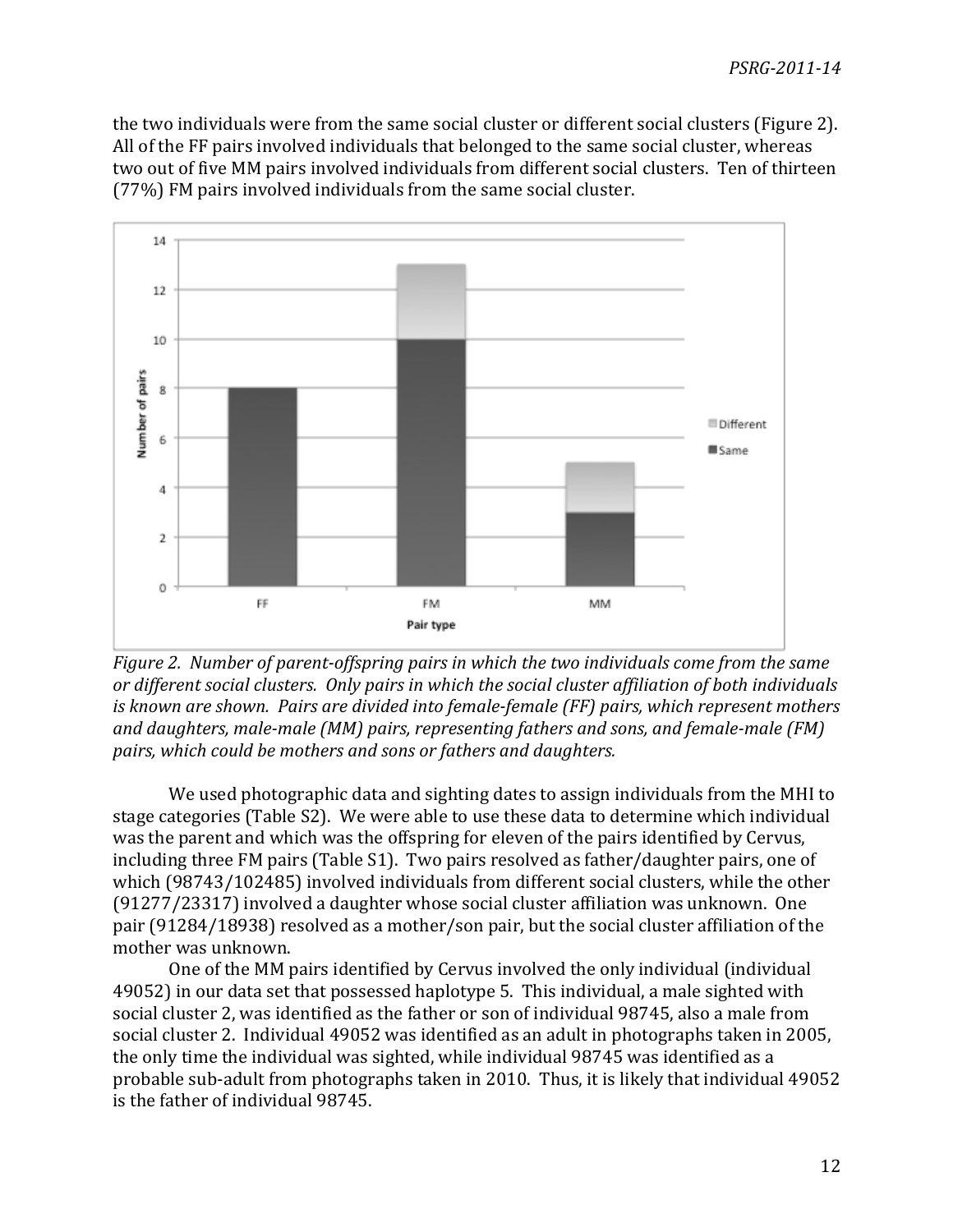the two individuals were from the same social cluster or different social clusters (Figure 2). All of the FF pairs involved individuals that belonged to the same social cluster, whereas two out of five MM pairs involved individuals from different social clusters. Ten of thirteen (77%) FM pairs involved individuals from the same social cluster.

*Figure 2. Number of parent-offspring pairs in which the two individuals come from the same or different social clusters. Only pairs in which the social cluster affiliation of both individuals is known are shown. Pairs are divided into female-female (FF) pairs, which represent mothers and daughters, male-male (MM) pairs, representing fathers and sons, and female-male (FM) pairs, which could be mothers and sons or fathers and daughters.*

We used photographic data and sighting dates to assign individuals from the MHI to stage categories (Table S2). We were able to use these data to determine which individual was the parent and which was the offspring for eleven of the pairs identified by Cervus, including three FM pairs (Table S1). Two pairs resolved as father/daughter pairs, one of which (98743/102485) involved individuals from different social clusters, while the other (91277/23317) involved a daughter whose social cluster affiliation was unknown. One pair (91284/18938) resolved as a mother/son pair, but the social cluster affiliation of the mother was unknown.

One of the MM pairs identified by Cervus involved the only individual (individual 49052) in our data set that possessed haplotype 5. This individual, a male sighted with social cluster 2, was identified as the father or son of individual 98745, also a male from social cluster 2. Individual 49052 was identified as an adult in photographs taken in 2005, the only time the individual was sighted, while individual 98745 was identified as a probable sub-adult from photographs taken in 2010. Thus, it is likely that individual 49052 is the father of individual 98745.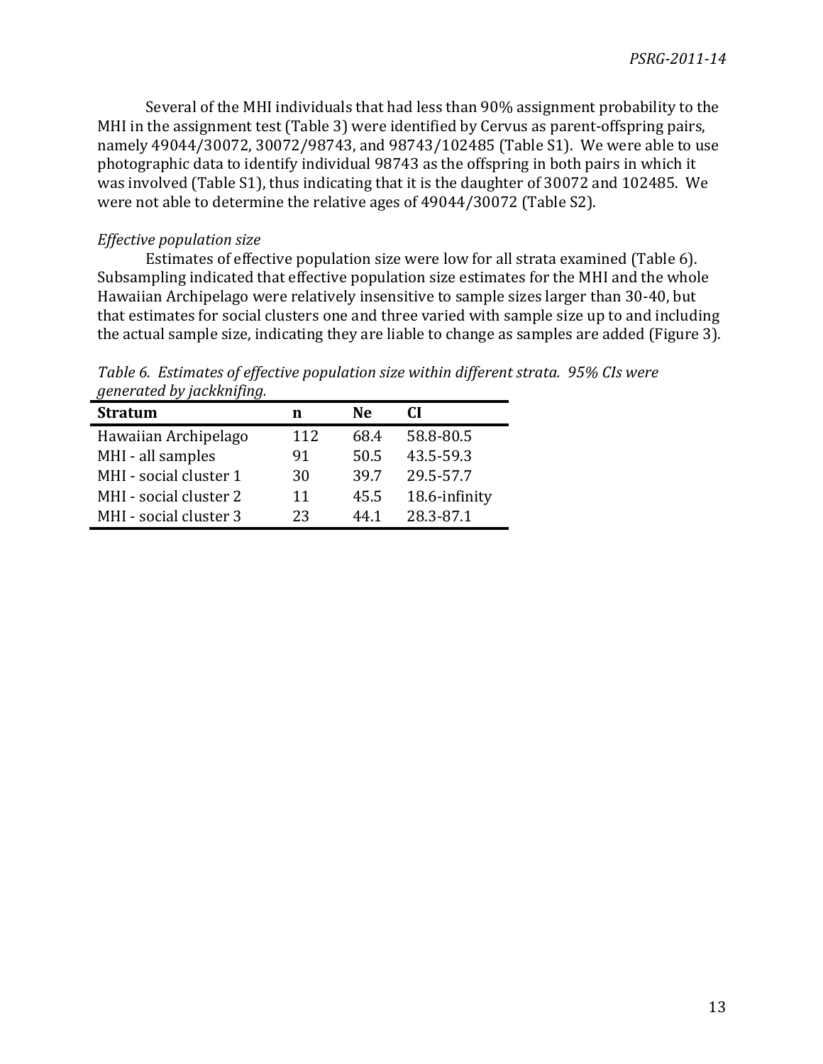Several of the MHI individuals that had less than 90% assignment probability to the MHI in the assignment test (Table 3) were identified by Cervus as parent-offspring pairs, namely 49044/30072, 30072/98743, and 98743/102485 (Table S1). We were able to use photographic data to identify individual 98743 as the offspring in both pairs in which it was involved (Table S1), thus indicating that it is the daughter of 30072 and 102485. We were not able to determine the relative ages of 49044/30072 (Table S2).

*Effective population size*

Estimates of effective population size were low for all strata examined (Table 6). Subsampling indicated that effective population size estimates for the MHI and the whole Hawaiian Archipelago were relatively insensitive to sample sizes larger than 30-40, but that estimates for social clusters one and three varied with sample size up to and including the actual sample size, indicating they are liable to change as samples are added (Figure 3).

*Table 6. Estimates of effective population size within different strata. 95% CIs were generated by jackknifing.*

| **Stratum** | **n** | **Ne** | **CI** |
|---|---|---|---|
| Hawaiian Archipelago | 112 | 68.4 | 58.8-80.5 |
| MHI - all samples | 91 | 50.5 | 43.5-59.3 |
| MHI - social cluster 1 | 30 | 39.7 | 29.5-57.7 |
| MHI - social cluster 2 | 11 | 45.5 | 18.6-infinity |
| MHI - social cluster 3 | 23 | 44.1 | 28.3-87.1 |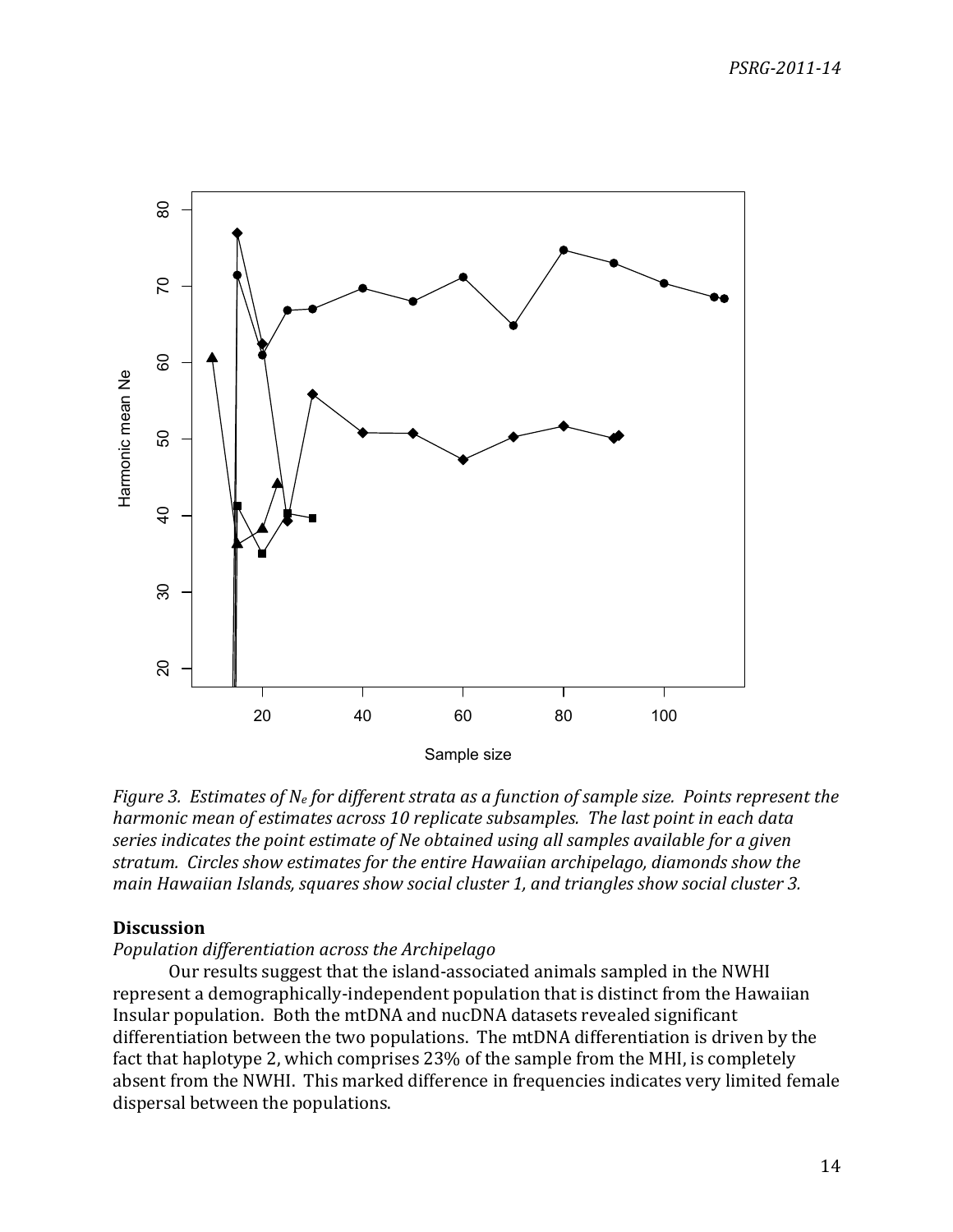*Figure 3. Estimates of $N_e$ for different strata as a function of sample size. Points represent the harmonic mean of estimates across 10 replicate subsamples. The last point in each data series indicates the point estimate of Ne obtained using all samples available for a given stratum. Circles show estimates for the entire Hawaiian archipelago, diamonds show the main Hawaiian Islands, squares show social cluster 1, and triangles show social cluster 3.*

## Discussion

### *Population differentiation across the Archipelago*

Our results suggest that the island-associated animals sampled in the NWHI represent a demographically-independent population that is distinct from the Hawaiian Insular population. Both the mtDNA and nucDNA datasets revealed significant differentiation between the two populations. The mtDNA differentiation is driven by the fact that haplotype 2, which comprises 23% of the sample from the MHI, is completely absent from the NWHI. This marked difference in frequencies indicates very limited female dispersal between the populations.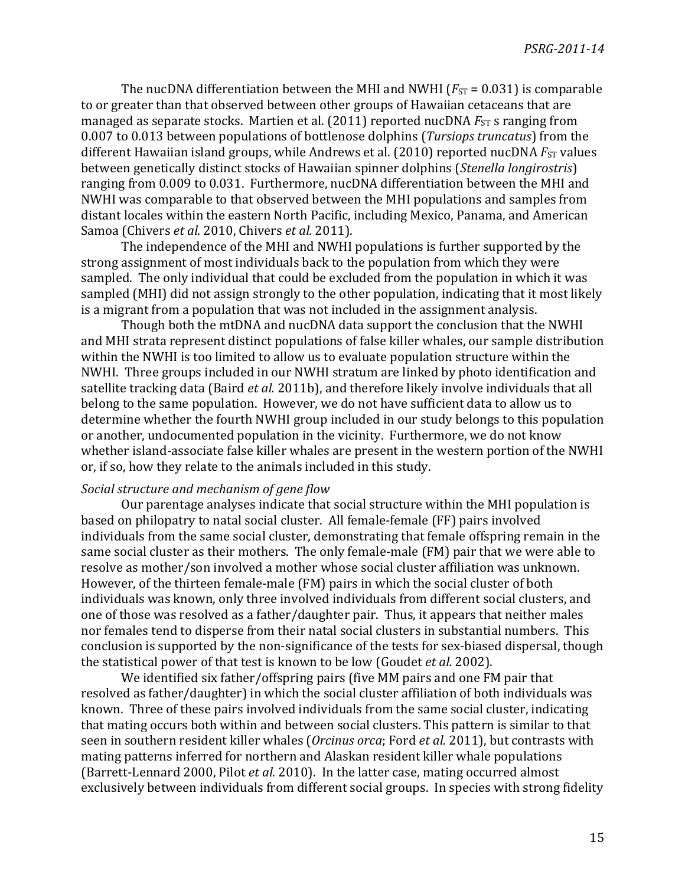The nucDNA differentiation between the MHI and NWHI ($F_{ST}$ = 0.031) is comparable to or greater than that observed between other groups of Hawaiian cetaceans that are managed as separate stocks. Martien et al. (2011) reported nucDNA $F_{ST}$ s ranging from 0.007 to 0.013 between populations of bottlenose dolphins (*Tursiops truncatus*) from the different Hawaiian island groups, while Andrews et al. (2010) reported nucDNA $F_{ST}$ values between genetically distinct stocks of Hawaiian spinner dolphins (*Stenella longirostris*) ranging from 0.009 to 0.031. Furthermore, nucDNA differentiation between the MHI and NWHI was comparable to that observed between the MHI populations and samples from distant locales within the eastern North Pacific, including Mexico, Panama, and American Samoa (Chivers *et al.* 2010, Chivers *et al.* 2011).

The independence of the MHI and NWHI populations is further supported by the strong assignment of most individuals back to the population from which they were sampled. The only individual that could be excluded from the population in which it was sampled (MHI) did not assign strongly to the other population, indicating that it most likely is a migrant from a population that was not included in the assignment analysis.

Though both the mtDNA and nucDNA data support the conclusion that the NWHI and MHI strata represent distinct populations of false killer whales, our sample distribution within the NWHI is too limited to allow us to evaluate population structure within the NWHI. Three groups included in our NWHI stratum are linked by photo identification and satellite tracking data (Baird *et al.* 2011b), and therefore likely involve individuals that all belong to the same population. However, we do not have sufficient data to allow us to determine whether the fourth NWHI group included in our study belongs to this population or another, undocumented population in the vicinity. Furthermore, we do not know whether island-associate false killer whales are present in the western portion of the NWHI or, if so, how they relate to the animals included in this study.

*Social structure and mechanism of gene flow*

Our parentage analyses indicate that social structure within the MHI population is based on philopatry to natal social cluster. All female-female (FF) pairs involved individuals from the same social cluster, demonstrating that female offspring remain in the same social cluster as their mothers. The only female-male (FM) pair that we were able to resolve as mother/son involved a mother whose social cluster affiliation was unknown. However, of the thirteen female-male (FM) pairs in which the social cluster of both individuals was known, only three involved individuals from different social clusters, and one of those was resolved as a father/daughter pair. Thus, it appears that neither males nor females tend to disperse from their natal social clusters in substantial numbers. This conclusion is supported by the non-significance of the tests for sex-biased dispersal, though the statistical power of that test is known to be low (Goudet *et al.* 2002).

We identified six father/offspring pairs (five MM pairs and one FM pair that resolved as father/daughter) in which the social cluster affiliation of both individuals was known. Three of these pairs involved individuals from the same social cluster, indicating that mating occurs both within and between social clusters. This pattern is similar to that seen in southern resident killer whales (*Orcinus orca*; Ford *et al.* 2011), but contrasts with mating patterns inferred for northern and Alaskan resident killer whale populations (Barrett-Lennard 2000, Pilot *et al.* 2010). In the latter case, mating occurred almost exclusively between individuals from different social groups. In species with strong fidelity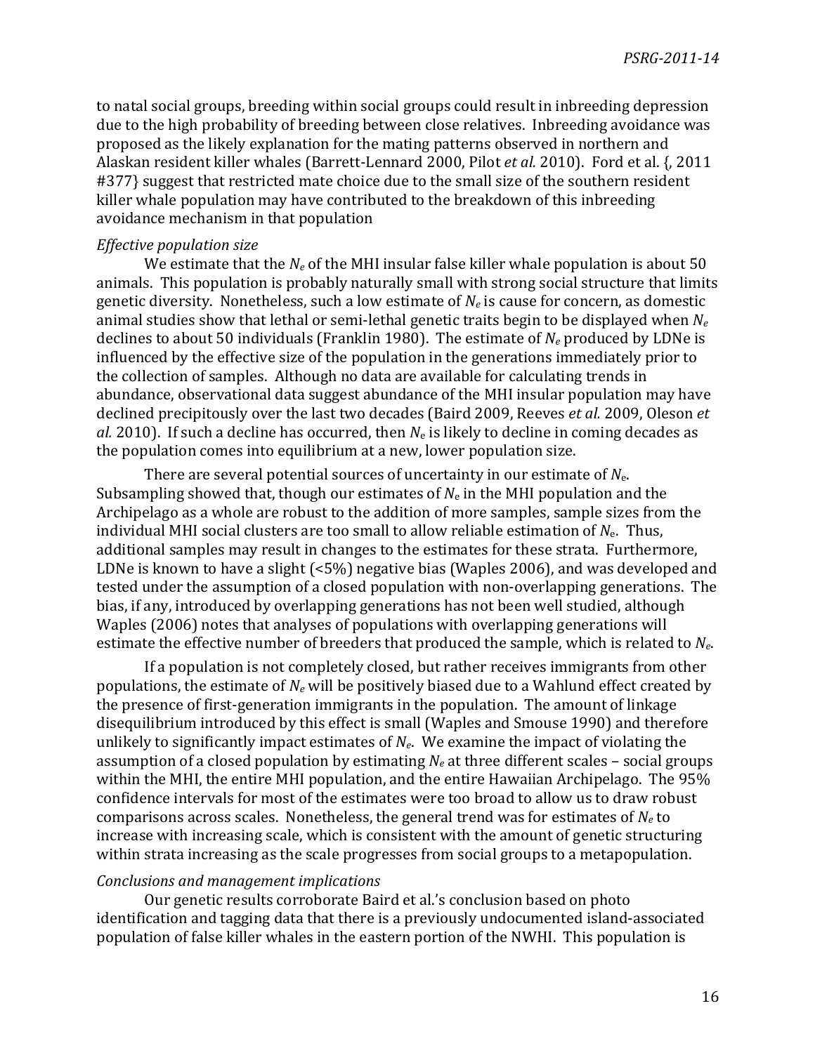to natal social groups, breeding within social groups could result in inbreeding depression due to the high probability of breeding between close relatives. Inbreeding avoidance was proposed as the likely explanation for the mating patterns observed in northern and Alaskan resident killer whales (Barrett-Lennard 2000, Pilot *et al.* 2010). Ford et al. {, 2011 #377} suggest that restricted mate choice due to the small size of the southern resident killer whale population may have contributed to the breakdown of this inbreeding avoidance mechanism in that population

*Effective population size*

We estimate that the $N_e$ of the MHI insular false killer whale population is about 50 animals. This population is probably naturally small with strong social structure that limits genetic diversity. Nonetheless, such a low estimate of $N_e$ is cause for concern, as domestic animal studies show that lethal or semi-lethal genetic traits begin to be displayed when $N_e$ declines to about 50 individuals (Franklin 1980). The estimate of $N_e$ produced by LDNe is influenced by the effective size of the population in the generations immediately prior to the collection of samples. Although no data are available for calculating trends in abundance, observational data suggest abundance of the MHI insular population may have declined precipitously over the last two decades (Baird 2009, Reeves *et al.* 2009, Oleson *et al.* 2010). If such a decline has occurred, then $N_e$ is likely to decline in coming decades as the population comes into equilibrium at a new, lower population size.

There are several potential sources of uncertainty in our estimate of $N_e$. Subsampling showed that, though our estimates of $N_e$ in the MHI population and the Archipelago as a whole are robust to the addition of more samples, sample sizes from the individual MHI social clusters are too small to allow reliable estimation of $N_e$. Thus, additional samples may result in changes to the estimates for these strata. Furthermore, LDNe is known to have a slight (<5%) negative bias (Waples 2006), and was developed and tested under the assumption of a closed population with non-overlapping generations. The bias, if any, introduced by overlapping generations has not been well studied, although Waples (2006) notes that analyses of populations with overlapping generations will estimate the effective number of breeders that produced the sample, which is related to $N_e$.

If a population is not completely closed, but rather receives immigrants from other populations, the estimate of $N_e$ will be positively biased due to a Wahlund effect created by the presence of first-generation immigrants in the population. The amount of linkage disequilibrium introduced by this effect is small (Waples and Smouse 1990) and therefore unlikely to significantly impact estimates of $N_e$. We examine the impact of violating the assumption of a closed population by estimating $N_e$ at three different scales – social groups within the MHI, the entire MHI population, and the entire Hawaiian Archipelago. The 95% confidence intervals for most of the estimates were too broad to allow us to draw robust comparisons across scales. Nonetheless, the general trend was for estimates of $N_e$ to increase with increasing scale, which is consistent with the amount of genetic structuring within strata increasing as the scale progresses from social groups to a metapopulation.

*Conclusions and management implications*

Our genetic results corroborate Baird et al.'s conclusion based on photo identification and tagging data that there is a previously undocumented island-associated population of false killer whales in the eastern portion of the NWHI. This population is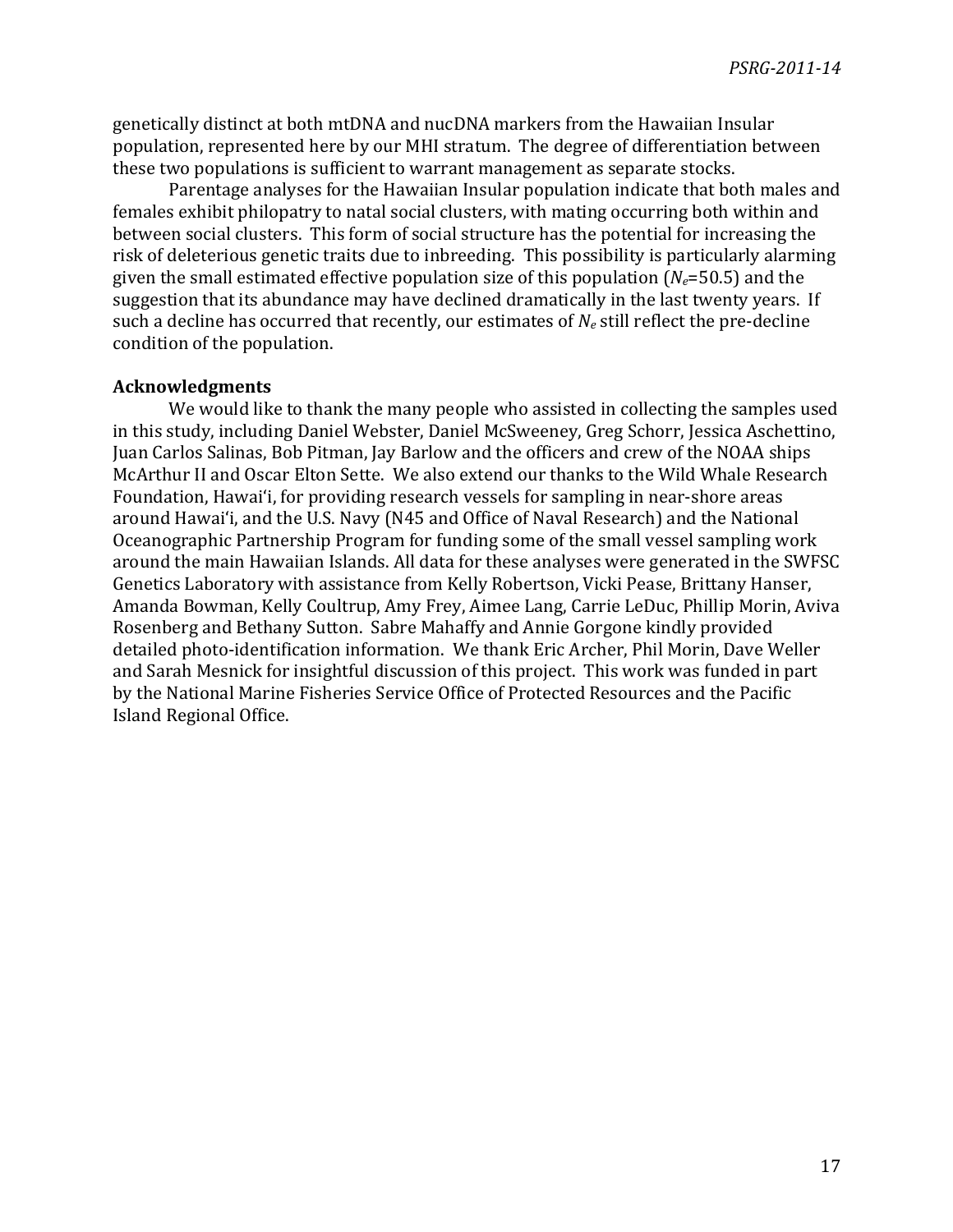genetically distinct at both mtDNA and nucDNA markers from the Hawaiian Insular population, represented here by our MHI stratum. The degree of differentiation between these two populations is sufficient to warrant management as separate stocks.

Parentage analyses for the Hawaiian Insular population indicate that both males and females exhibit philopatry to natal social clusters, with mating occurring both within and between social clusters. This form of social structure has the potential for increasing the risk of deleterious genetic traits due to inbreeding. This possibility is particularly alarming given the small estimated effective population size of this population ($N_e$=50.5) and the suggestion that its abundance may have declined dramatically in the last twenty years. If such a decline has occurred that recently, our estimates of $N_e$ still reflect the pre-decline condition of the population.

**Acknowledgments**

We would like to thank the many people who assisted in collecting the samples used in this study, including Daniel Webster, Daniel McSweeney, Greg Schorr, Jessica Aschettino, Juan Carlos Salinas, Bob Pitman, Jay Barlow and the officers and crew of the NOAA ships McArthur II and Oscar Elton Sette. We also extend our thanks to the Wild Whale Research Foundation, Hawai'i, for providing research vessels for sampling in near-shore areas around Hawai'i, and the U.S. Navy (N45 and Office of Naval Research) and the National Oceanographic Partnership Program for funding some of the small vessel sampling work around the main Hawaiian Islands. All data for these analyses were generated in the SWFSC Genetics Laboratory with assistance from Kelly Robertson, Vicki Pease, Brittany Hanser, Amanda Bowman, Kelly Coultrup, Amy Frey, Aimee Lang, Carrie LeDuc, Phillip Morin, Aviva Rosenberg and Bethany Sutton. Sabre Mahaffy and Annie Gorgone kindly provided detailed photo-identification information. We thank Eric Archer, Phil Morin, Dave Weller and Sarah Mesnick for insightful discussion of this project. This work was funded in part by the National Marine Fisheries Service Office of Protected Resources and the Pacific Island Regional Office.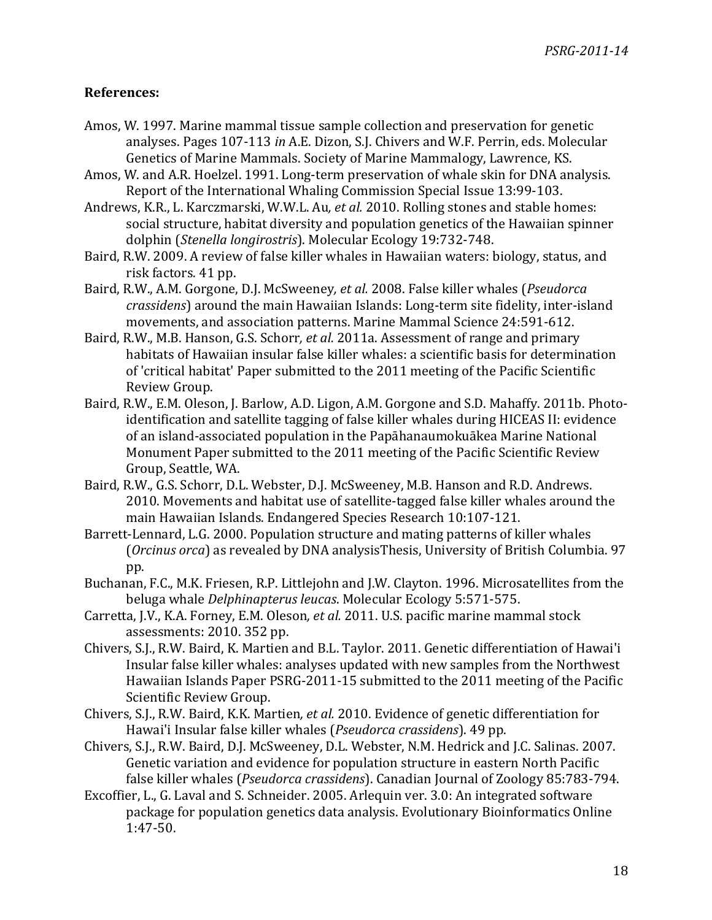**References:**

Amos, W. 1997. Marine mammal tissue sample collection and preservation for genetic analyses. Pages 107-113 *in* A.E. Dizon, S.J. Chivers and W.F. Perrin, eds. Molecular Genetics of Marine Mammals. Society of Marine Mammalogy, Lawrence, KS.

Amos, W. and A.R. Hoelzel. 1991. Long-term preservation of whale skin for DNA analysis. Report of the International Whaling Commission Special Issue 13:99-103.

Andrews, K.R., L. Karczmarski, W.W.L. Au*, et al.* 2010. Rolling stones and stable homes: social structure, habitat diversity and population genetics of the Hawaiian spinner dolphin (*Stenella longirostris*). Molecular Ecology 19:732-748.

Baird, R.W. 2009. A review of false killer whales in Hawaiian waters: biology, status, and risk factors. 41 pp.

Baird, R.W., A.M. Gorgone, D.J. McSweeney*, et al.* 2008. False killer whales (*Pseudorca crassidens*) around the main Hawaiian Islands: Long-term site fidelity, inter-island movements, and association patterns. Marine Mammal Science 24:591-612.

Baird, R.W., M.B. Hanson, G.S. Schorr*, et al.* 2011a. Assessment of range and primary habitats of Hawaiian insular false killer whales: a scientific basis for determination of 'critical habitat' Paper submitted to the 2011 meeting of the Pacific Scientific Review Group.

Baird, R.W., E.M. Oleson, J. Barlow, A.D. Ligon, A.M. Gorgone and S.D. Mahaffy. 2011b. Photo-identification and satellite tagging of false killer whales during HICEAS II: evidence of an island-associated population in the Papāhanaumokuākea Marine National Monument Paper submitted to the 2011 meeting of the Pacific Scientific Review Group, Seattle, WA.

Baird, R.W., G.S. Schorr, D.L. Webster, D.J. McSweeney, M.B. Hanson and R.D. Andrews. 2010. Movements and habitat use of satellite-tagged false killer whales around the main Hawaiian Islands. Endangered Species Research 10:107-121.

Barrett-Lennard, L.G. 2000. Population structure and mating patterns of killer whales (*Orcinus orca*) as revealed by DNA analysisThesis, University of British Columbia. 97 pp.

Buchanan, F.C., M.K. Friesen, R.P. Littlejohn and J.W. Clayton. 1996. Microsatellites from the beluga whale *Delphinapterus leucas*. Molecular Ecology 5:571-575.

Carretta, J.V., K.A. Forney, E.M. Oleson*, et al.* 2011. U.S. pacific marine mammal stock assessments: 2010. 352 pp.

Chivers, S.J., R.W. Baird, K. Martien and B.L. Taylor. 2011. Genetic differentiation of Hawai'i Insular false killer whales: analyses updated with new samples from the Northwest Hawaiian Islands Paper PSRG-2011-15 submitted to the 2011 meeting of the Pacific Scientific Review Group.

Chivers, S.J., R.W. Baird, K.K. Martien*, et al.* 2010. Evidence of genetic differentiation for Hawai'i Insular false killer whales (*Pseudorca crassidens*). 49 pp.

Chivers, S.J., R.W. Baird, D.J. McSweeney, D.L. Webster, N.M. Hedrick and J.C. Salinas. 2007. Genetic variation and evidence for population structure in eastern North Pacific false killer whales (*Pseudorca crassidens*). Canadian Journal of Zoology 85:783-794.

Excoffier, L., G. Laval and S. Schneider. 2005. Arlequin ver. 3.0: An integrated software package for population genetics data analysis. Evolutionary Bioinformatics Online 1:47-50.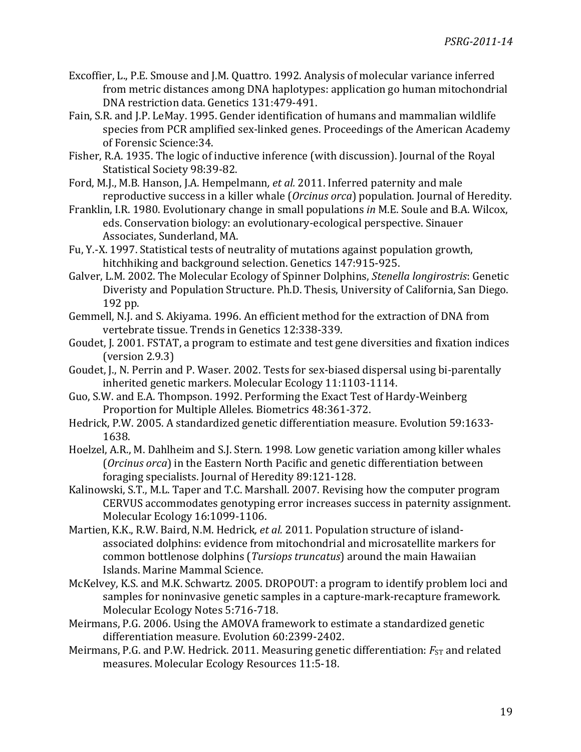Excoffier, L., P.E. Smouse and J.M. Quattro. 1992. Analysis of molecular variance inferred from metric distances among DNA haplotypes: application go human mitochondrial DNA restriction data. Genetics 131:479-491.

Fain, S.R. and J.P. LeMay. 1995. Gender identification of humans and mammalian wildlife species from PCR amplified sex-linked genes. Proceedings of the American Academy of Forensic Science:34.

Fisher, R.A. 1935. The logic of inductive inference (with discussion). Journal of the Royal Statistical Society 98:39-82.

Ford, M.J., M.B. Hanson, J.A. Hempelmann*, et al.* 2011. Inferred paternity and male reproductive success in a killer whale (*Orcinus orca*) population. Journal of Heredity.

Franklin, I.R. 1980. Evolutionary change in small populations *in* M.E. Soule and B.A. Wilcox, eds. Conservation biology: an evolutionary-ecological perspective. Sinauer Associates, Sunderland, MA.

Fu, Y.-X. 1997. Statistical tests of neutrality of mutations against population growth, hitchhiking and background selection. Genetics 147:915-925.

Galver, L.M. 2002. The Molecular Ecology of Spinner Dolphins, *Stenella longirostris*: Genetic Diveristy and Population Structure. Ph.D. Thesis, University of California, San Diego. 192 pp.

Gemmell, N.J. and S. Akiyama. 1996. An efficient method for the extraction of DNA from vertebrate tissue. Trends in Genetics 12:338-339.

Goudet, J. 2001. FSTAT, a program to estimate and test gene diversities and fixation indices (version 2.9.3)

Goudet, J., N. Perrin and P. Waser. 2002. Tests for sex-biased dispersal using bi-parentally inherited genetic markers. Molecular Ecology 11:1103-1114.

Guo, S.W. and E.A. Thompson. 1992. Performing the Exact Test of Hardy-Weinberg Proportion for Multiple Alleles. Biometrics 48:361-372.

Hedrick, P.W. 2005. A standardized genetic differentiation measure. Evolution 59:1633-1638.

Hoelzel, A.R., M. Dahlheim and S.J. Stern. 1998. Low genetic variation among killer whales (*Orcinus orca*) in the Eastern North Pacific and genetic differentiation between foraging specialists. Journal of Heredity 89:121-128.

Kalinowski, S.T., M.L. Taper and T.C. Marshall. 2007. Revising how the computer program CERVUS accommodates genotyping error increases success in paternity assignment. Molecular Ecology 16:1099-1106.

Martien, K.K., R.W. Baird, N.M. Hedrick*, et al.* 2011. Population structure of island-associated dolphins: evidence from mitochondrial and microsatellite markers for common bottlenose dolphins (*Tursiops truncatus*) around the main Hawaiian Islands. Marine Mammal Science.

McKelvey, K.S. and M.K. Schwartz. 2005. DROPOUT: a program to identify problem loci and samples for noninvasive genetic samples in a capture-mark-recapture framework. Molecular Ecology Notes 5:716-718.

Meirmans, P.G. 2006. Using the AMOVA framework to estimate a standardized genetic differentiation measure. Evolution 60:2399-2402.

Meirmans, P.G. and P.W. Hedrick. 2011. Measuring genetic differentiation: $F_{ST}$ and related measures. Molecular Ecology Resources 11:5-18.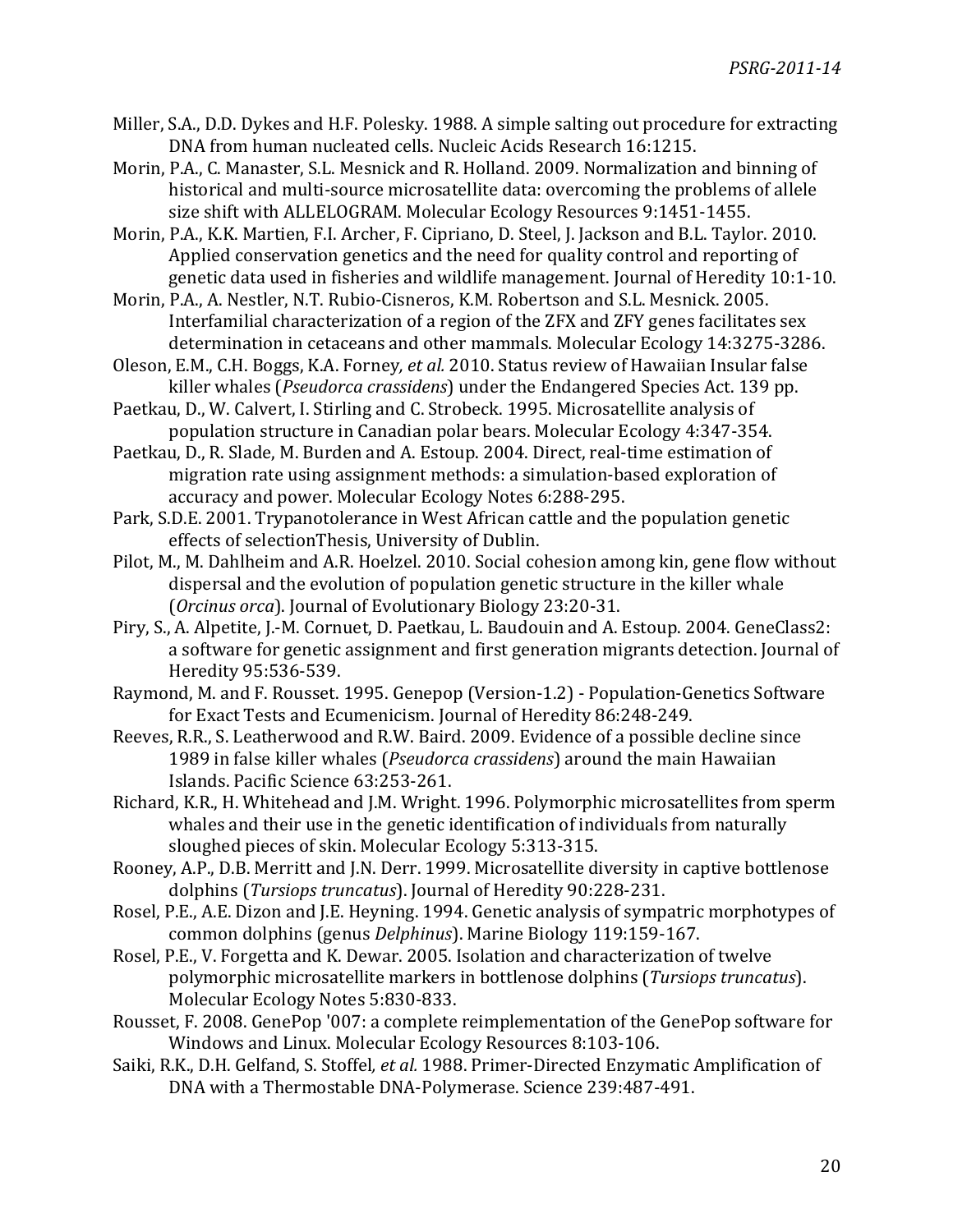Miller, S.A., D.D. Dykes and H.F. Polesky. 1988. A simple salting out procedure for extracting DNA from human nucleated cells. Nucleic Acids Research 16:1215.

Morin, P.A., C. Manaster, S.L. Mesnick and R. Holland. 2009. Normalization and binning of historical and multi-source microsatellite data: overcoming the problems of allele size shift with ALLELOGRAM. Molecular Ecology Resources 9:1451-1455.

Morin, P.A., K.K. Martien, F.I. Archer, F. Cipriano, D. Steel, J. Jackson and B.L. Taylor. 2010. Applied conservation genetics and the need for quality control and reporting of genetic data used in fisheries and wildlife management. Journal of Heredity 10:1-10.

Morin, P.A., A. Nestler, N.T. Rubio-Cisneros, K.M. Robertson and S.L. Mesnick. 2005. Interfamilial characterization of a region of the ZFX and ZFY genes facilitates sex determination in cetaceans and other mammals. Molecular Ecology 14:3275-3286.

Oleson, E.M., C.H. Boggs, K.A. Forney, *et al.* 2010. Status review of Hawaiian Insular false killer whales (*Pseudorca crassidens*) under the Endangered Species Act. 139 pp.

Paetkau, D., W. Calvert, I. Stirling and C. Strobeck. 1995. Microsatellite analysis of population structure in Canadian polar bears. Molecular Ecology 4:347-354.

Paetkau, D., R. Slade, M. Burden and A. Estoup. 2004. Direct, real-time estimation of migration rate using assignment methods: a simulation-based exploration of accuracy and power. Molecular Ecology Notes 6:288-295.

Park, S.D.E. 2001. Trypanotolerance in West African cattle and the population genetic effects of selectionThesis, University of Dublin.

Pilot, M., M. Dahlheim and A.R. Hoelzel. 2010. Social cohesion among kin, gene flow without dispersal and the evolution of population genetic structure in the killer whale (*Orcinus orca*). Journal of Evolutionary Biology 23:20-31.

Piry, S., A. Alpetite, J.-M. Cornuet, D. Paetkau, L. Baudouin and A. Estoup. 2004. GeneClass2: a software for genetic assignment and first generation migrants detection. Journal of Heredity 95:536-539.

Raymond, M. and F. Rousset. 1995. Genepop (Version-1.2) - Population-Genetics Software for Exact Tests and Ecumenicism. Journal of Heredity 86:248-249.

Reeves, R.R., S. Leatherwood and R.W. Baird. 2009. Evidence of a possible decline since 1989 in false killer whales (*Pseudorca crassidens*) around the main Hawaiian Islands. Pacific Science 63:253-261.

Richard, K.R., H. Whitehead and J.M. Wright. 1996. Polymorphic microsatellites from sperm whales and their use in the genetic identification of individuals from naturally sloughed pieces of skin. Molecular Ecology 5:313-315.

Rooney, A.P., D.B. Merritt and J.N. Derr. 1999. Microsatellite diversity in captive bottlenose dolphins (*Tursiops truncatus*). Journal of Heredity 90:228-231.

Rosel, P.E., A.E. Dizon and J.E. Heyning. 1994. Genetic analysis of sympatric morphotypes of common dolphins (genus *Delphinus*). Marine Biology 119:159-167.

Rosel, P.E., V. Forgetta and K. Dewar. 2005. Isolation and characterization of twelve polymorphic microsatellite markers in bottlenose dolphins (*Tursiops truncatus*). Molecular Ecology Notes 5:830-833.

Rousset, F. 2008. GenePop '007: a complete reimplementation of the GenePop software for Windows and Linux. Molecular Ecology Resources 8:103-106.

Saiki, R.K., D.H. Gelfand, S. Stoffel, *et al.* 1988. Primer-Directed Enzymatic Amplification of DNA with a Thermostable DNA-Polymerase. Science 239:487-491.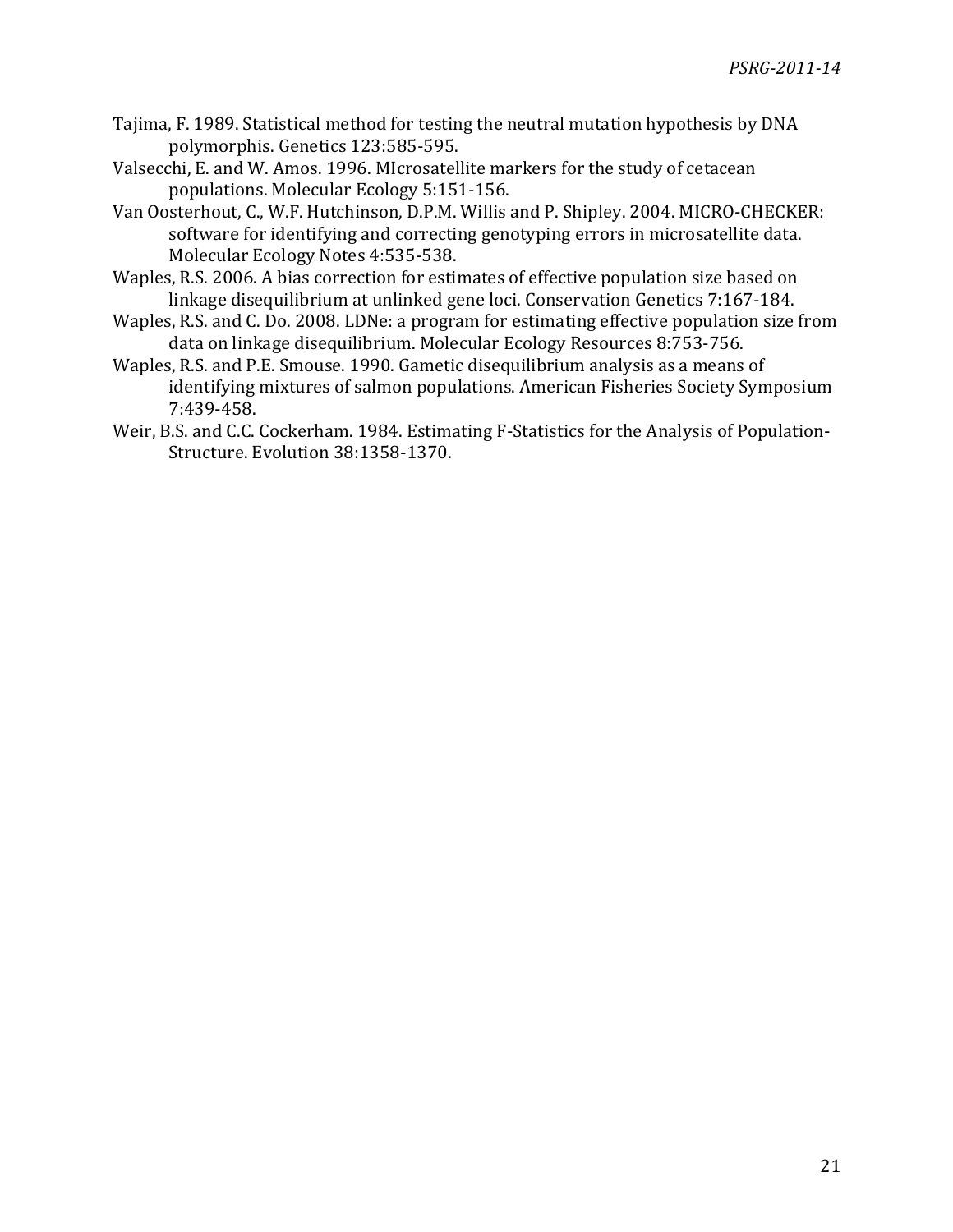Tajima, F. 1989. Statistical method for testing the neutral mutation hypothesis by DNA polymorphis. Genetics 123:585-595.

Valsecchi, E. and W. Amos. 1996. MIcrosatellite markers for the study of cetacean populations. Molecular Ecology 5:151-156.

Van Oosterhout, C., W.F. Hutchinson, D.P.M. Willis and P. Shipley. 2004. MICRO-CHECKER: software for identifying and correcting genotyping errors in microsatellite data. Molecular Ecology Notes 4:535-538.

Waples, R.S. 2006. A bias correction for estimates of effective population size based on linkage disequilibrium at unlinked gene loci. Conservation Genetics 7:167-184.

Waples, R.S. and C. Do. 2008. LDNe: a program for estimating effective population size from data on linkage disequilibrium. Molecular Ecology Resources 8:753-756.

Waples, R.S. and P.E. Smouse. 1990. Gametic disequilibrium analysis as a means of identifying mixtures of salmon populations. American Fisheries Society Symposium 7:439-458.

Weir, B.S. and C.C. Cockerham. 1984. Estimating F-Statistics for the Analysis of Population-Structure. Evolution 38:1358-1370.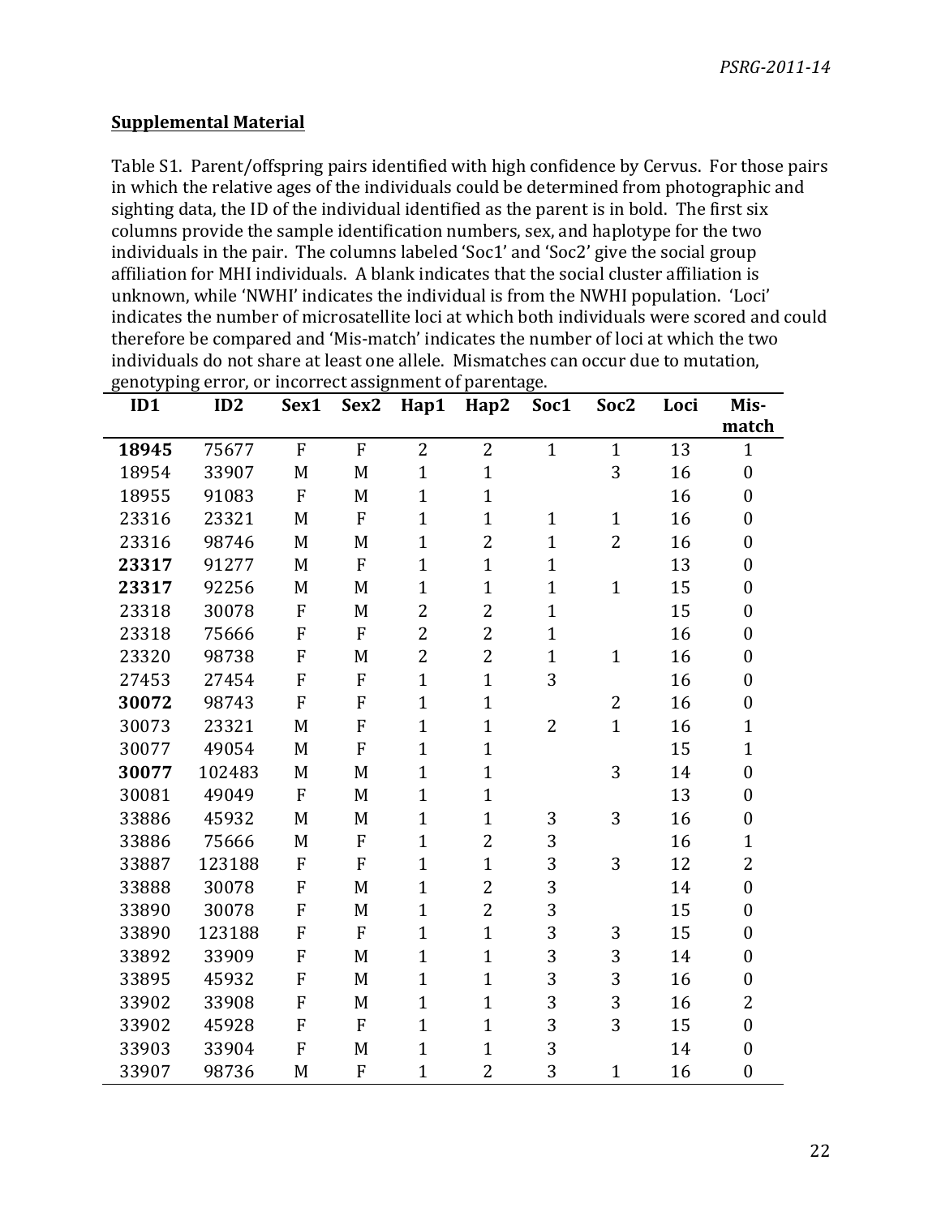## Supplemental Material

Table S1. Parent/offspring pairs identified with high confidence by Cervus. For those pairs in which the relative ages of the individuals could be determined from photographic and sighting data, the ID of the individual identified as the parent is in bold. The first six columns provide the sample identification numbers, sex, and haplotype for the two individuals in the pair. The columns labeled 'Soc1' and 'Soc2' give the social group affiliation for MHI individuals. A blank indicates that the social cluster affiliation is unknown, while 'NWHI' indicates the individual is from the NWHI population. 'Loci' indicates the number of microsatellite loci at which both individuals were scored and could therefore be compared and 'Mis-match' indicates the number of loci at which the two individuals do not share at least one allele. Mismatches can occur due to mutation, genotyping error, or incorrect assignment of parentage.

| ID1 | ID2 | Sex1 | Sex2 | Hap1 | Hap2 | Soc1 | Soc2 | Loci | Mis-match |
|---|---|---|---|---|---|---|---|---|---|
| **18945** | 75677 | F | F | 2 | 2 | 1 | 1 | 13 | 1 |
| 18954 | 33907 | M | M | 1 | 1 | | 3 | 16 | 0 |
| 18955 | 91083 | F | M | 1 | 1 | | | 16 | 0 |
| 23316 | 23321 | M | F | 1 | 1 | 1 | 1 | 16 | 0 |
| 23316 | 98746 | M | M | 1 | 2 | 1 | 2 | 16 | 0 |
| **23317** | 91277 | M | F | 1 | 1 | 1 | | 13 | 0 |
| **23317** | 92256 | M | M | 1 | 1 | 1 | 1 | 15 | 0 |
| 23318 | 30078 | F | M | 2 | 2 | 1 | | 15 | 0 |
| 23318 | 75666 | F | F | 2 | 2 | 1 | | 16 | 0 |
| 23320 | 98738 | F | M | 2 | 2 | 1 | 1 | 16 | 0 |
| 27453 | 27454 | F | F | 1 | 1 | 3 | | 16 | 0 |
| **30072** | 98743 | F | F | 1 | 1 | | 2 | 16 | 0 |
| 30073 | 23321 | M | F | 1 | 1 | 2 | 1 | 16 | 1 |
| 30077 | 49054 | M | F | 1 | 1 | | | 15 | 1 |
| **30077** | 102483 | M | M | 1 | 1 | | 3 | 14 | 0 |
| 30081 | 49049 | F | M | 1 | 1 | | | 13 | 0 |
| 33886 | 45932 | M | M | 1 | 1 | 3 | 3 | 16 | 0 |
| 33886 | 75666 | M | F | 1 | 2 | 3 | | 16 | 1 |
| 33887 | 123188 | F | F | 1 | 1 | 3 | 3 | 12 | 2 |
| 33888 | 30078 | F | M | 1 | 2 | 3 | | 14 | 0 |
| 33890 | 30078 | F | M | 1 | 2 | 3 | | 15 | 0 |
| 33890 | 123188 | F | F | 1 | 1 | 3 | 3 | 15 | 0 |
| 33892 | 33909 | F | M | 1 | 1 | 3 | 3 | 14 | 0 |
| 33895 | 45932 | F | M | 1 | 1 | 3 | 3 | 16 | 0 |
| 33902 | 33908 | F | M | 1 | 1 | 3 | 3 | 16 | 2 |
| 33902 | 45928 | F | F | 1 | 1 | 3 | 3 | 15 | 0 |
| 33903 | 33904 | F | M | 1 | 1 | 3 | | 14 | 0 |
| 33907 | 98736 | M | F | 1 | 2 | 3 | 1 | 16 | 0 |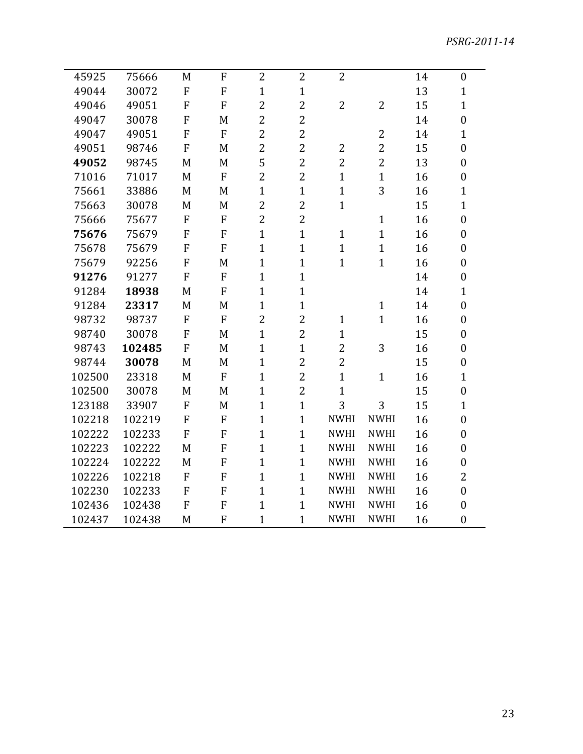| | | | | | | | | | |
|---|---|---|---|---|---|---|---|---|---|
| 45925 | 75666 | M | F | 2 | 2 | 2 | | 14 | 0 |
| 49044 | 30072 | F | F | 1 | 1 | | | 13 | 1 |
| 49046 | 49051 | F | F | 2 | 2 | 2 | 2 | 15 | 1 |
| 49047 | 30078 | F | M | 2 | 2 | | | 14 | 0 |
| 49047 | 49051 | F | F | 2 | 2 | | 2 | 14 | 1 |
| 49051 | 98746 | F | M | 2 | 2 | 2 | 2 | 15 | 0 |
| **49052** | 98745 | M | M | 5 | 2 | 2 | 2 | 13 | 0 |
| 71016 | 71017 | M | F | 2 | 2 | 1 | 1 | 16 | 0 |
| 75661 | 33886 | M | M | 1 | 1 | 1 | 3 | 16 | 1 |
| 75663 | 30078 | M | M | 2 | 2 | 1 | | 15 | 1 |
| 75666 | 75677 | F | F | 2 | 2 | | 1 | 16 | 0 |
| **75676** | 75679 | F | F | 1 | 1 | 1 | 1 | 16 | 0 |
| 75678 | 75679 | F | F | 1 | 1 | 1 | 1 | 16 | 0 |
| 75679 | 92256 | F | M | 1 | 1 | 1 | 1 | 16 | 0 |
| **91276** | 91277 | F | F | 1 | 1 | | | 14 | 0 |
| 91284 | **18938** | M | F | 1 | 1 | | | 14 | 1 |
| 91284 | **23317** | M | M | 1 | 1 | | 1 | 14 | 0 |
| 98732 | 98737 | F | F | 2 | 2 | 1 | 1 | 16 | 0 |
| 98740 | 30078 | F | M | 1 | 2 | 1 | | 15 | 0 |
| 98743 | **102485** | F | M | 1 | 1 | 2 | 3 | 16 | 0 |
| 98744 | **30078** | M | M | 1 | 2 | 2 | | 15 | 0 |
| 102500 | 23318 | M | F | 1 | 2 | 1 | 1 | 16 | 1 |
| 102500 | 30078 | M | M | 1 | 2 | 1 | | 15 | 0 |
| 123188 | 33907 | F | M | 1 | 1 | 3 | 3 | 15 | 1 |
| 102218 | 102219 | F | F | 1 | 1 | NWHI | NWHI | 16 | 0 |
| 102222 | 102233 | F | F | 1 | 1 | NWHI | NWHI | 16 | 0 |
| 102223 | 102222 | M | F | 1 | 1 | NWHI | NWHI | 16 | 0 |
| 102224 | 102222 | M | F | 1 | 1 | NWHI | NWHI | 16 | 0 |
| 102226 | 102218 | F | F | 1 | 1 | NWHI | NWHI | 16 | 2 |
| 102230 | 102233 | F | F | 1 | 1 | NWHI | NWHI | 16 | 0 |
| 102436 | 102438 | F | F | 1 | 1 | NWHI | NWHI | 16 | 0 |
| 102437 | 102438 | M | F | 1 | 1 | NWHI | NWHI | 16 | 0 |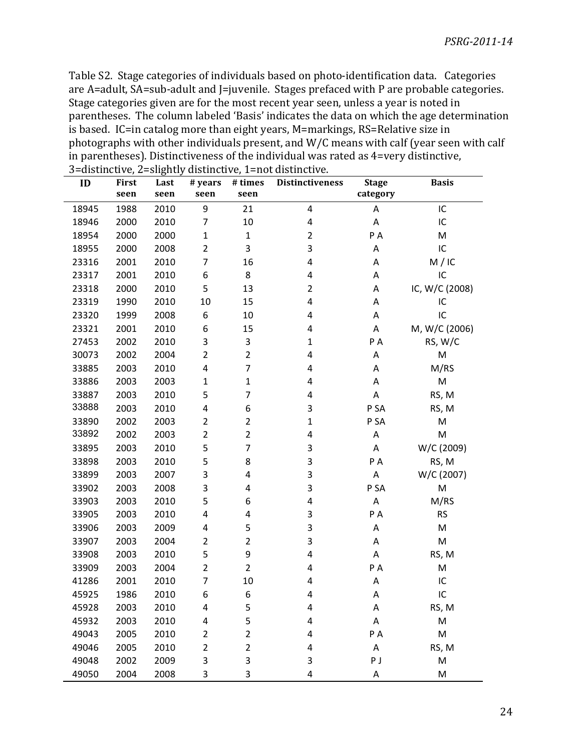Table S2. Stage categories of individuals based on photo-identification data. Categories are A=adult, SA=sub-adult and J=juvenile. Stages prefaced with P are probable categories. Stage categories given are for the most recent year seen, unless a year is noted in parentheses. The column labeled 'Basis' indicates the data on which the age determination is based. IC=in catalog more than eight years, M=markings, RS=Relative size in photographs with other individuals present, and W/C means with calf (year seen with calf in parentheses). Distinctiveness of the individual was rated as 4=very distinctive, 3=distinctive, 2=slightly distinctive, 1=not distinctive.

| ID | First seen | Last seen | # years seen | # times seen | Distinctiveness | Stage category | Basis |
|---|---|---|---|---|---|---|---|
| 18945 | 1988 | 2010 | 9 | 21 | 4 | A | IC |
| 18946 | 2000 | 2010 | 7 | 10 | 4 | A | IC |
| 18954 | 2000 | 2000 | 1 | 1 | 2 | P A | M |
| 18955 | 2000 | 2008 | 2 | 3 | 3 | A | IC |
| 23316 | 2001 | 2010 | 7 | 16 | 4 | A | M / IC |
| 23317 | 2001 | 2010 | 6 | 8 | 4 | A | IC |
| 23318 | 2000 | 2010 | 5 | 13 | 2 | A | IC, W/C (2008) |
| 23319 | 1990 | 2010 | 10 | 15 | 4 | A | IC |
| 23320 | 1999 | 2008 | 6 | 10 | 4 | A | IC |
| 23321 | 2001 | 2010 | 6 | 15 | 4 | A | M, W/C (2006) |
| 27453 | 2002 | 2010 | 3 | 3 | 1 | P A | RS, W/C |
| 30073 | 2002 | 2004 | 2 | 2 | 4 | A | M |
| 33885 | 2003 | 2010 | 4 | 7 | 4 | A | M/RS |
| 33886 | 2003 | 2003 | 1 | 1 | 4 | A | M |
| 33887 | 2003 | 2010 | 5 | 7 | 4 | A | RS, M |
| 33888 | 2003 | 2010 | 4 | 6 | 3 | P SA | RS, M |
| 33890 | 2002 | 2003 | 2 | 2 | 1 | P SA | M |
| 33892 | 2002 | 2003 | 2 | 2 | 4 | A | M |
| 33895 | 2003 | 2010 | 5 | 7 | 3 | A | W/C (2009) |
| 33898 | 2003 | 2010 | 5 | 8 | 3 | P A | RS, M |
| 33899 | 2003 | 2007 | 3 | 4 | 3 | A | W/C (2007) |
| 33902 | 2003 | 2008 | 3 | 4 | 3 | P SA | M |
| 33903 | 2003 | 2010 | 5 | 6 | 4 | A | M/RS |
| 33905 | 2003 | 2010 | 4 | 4 | 3 | P A | RS |
| 33906 | 2003 | 2009 | 4 | 5 | 3 | A | M |
| 33907 | 2003 | 2004 | 2 | 2 | 3 | A | M |
| 33908 | 2003 | 2010 | 5 | 9 | 4 | A | RS, M |
| 33909 | 2003 | 2004 | 2 | 2 | 4 | P A | M |
| 41286 | 2001 | 2010 | 7 | 10 | 4 | A | IC |
| 45925 | 1986 | 2010 | 6 | 6 | 4 | A | IC |
| 45928 | 2003 | 2010 | 4 | 5 | 4 | A | RS, M |
| 45932 | 2003 | 2010 | 4 | 5 | 4 | A | M |
| 49043 | 2005 | 2010 | 2 | 2 | 4 | P A | M |
| 49046 | 2005 | 2010 | 2 | 2 | 4 | A | RS, M |
| 49048 | 2002 | 2009 | 3 | 3 | 3 | P J | M |
| 49050 | 2004 | 2008 | 3 | 3 | 4 | A | M |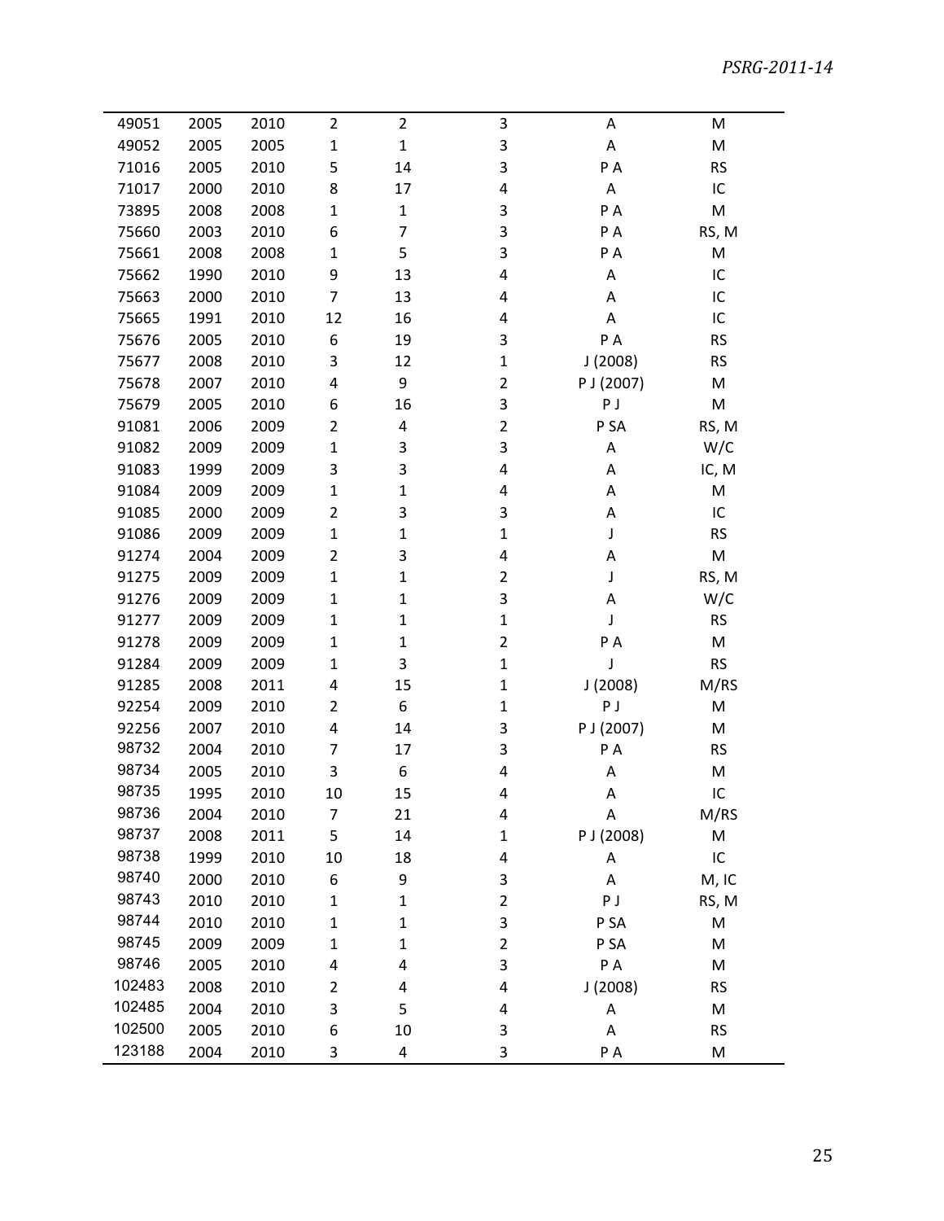| | | | | | | | |
|---|---|---|---|---|---|---|---|
| 49051 | 2005 | 2010 | 2 | 2 | 3 | A | M |
| 49052 | 2005 | 2005 | 1 | 1 | 3 | A | M |
| 71016 | 2005 | 2010 | 5 | 14 | 3 | P A | RS |
| 71017 | 2000 | 2010 | 8 | 17 | 4 | A | IC |
| 73895 | 2008 | 2008 | 1 | 1 | 3 | P A | M |
| 75660 | 2003 | 2010 | 6 | 7 | 3 | P A | RS, M |
| 75661 | 2008 | 2008 | 1 | 5 | 3 | P A | M |
| 75662 | 1990 | 2010 | 9 | 13 | 4 | A | IC |
| 75663 | 2000 | 2010 | 7 | 13 | 4 | A | IC |
| 75665 | 1991 | 2010 | 12 | 16 | 4 | A | IC |
| 75676 | 2005 | 2010 | 6 | 19 | 3 | P A | RS |
| 75677 | 2008 | 2010 | 3 | 12 | 1 | J (2008) | RS |
| 75678 | 2007 | 2010 | 4 | 9 | 2 | P J (2007) | M |
| 75679 | 2005 | 2010 | 6 | 16 | 3 | P J | M |
| 91081 | 2006 | 2009 | 2 | 4 | 2 | P SA | RS, M |
| 91082 | 2009 | 2009 | 1 | 3 | 3 | A | W/C |
| 91083 | 1999 | 2009 | 3 | 3 | 4 | A | IC, M |
| 91084 | 2009 | 2009 | 1 | 1 | 4 | A | M |
| 91085 | 2000 | 2009 | 2 | 3 | 3 | A | IC |
| 91086 | 2009 | 2009 | 1 | 1 | 1 | J | RS |
| 91274 | 2004 | 2009 | 2 | 3 | 4 | A | M |
| 91275 | 2009 | 2009 | 1 | 1 | 2 | J | RS, M |
| 91276 | 2009 | 2009 | 1 | 1 | 3 | A | W/C |
| 91277 | 2009 | 2009 | 1 | 1 | 1 | J | RS |
| 91278 | 2009 | 2009 | 1 | 1 | 2 | P A | M |
| 91284 | 2009 | 2009 | 1 | 3 | 1 | J | RS |
| 91285 | 2008 | 2011 | 4 | 15 | 1 | J (2008) | M/RS |
| 92254 | 2009 | 2010 | 2 | 6 | 1 | P J | M |
| 92256 | 2007 | 2010 | 4 | 14 | 3 | P J (2007) | M |
| 98732 | 2004 | 2010 | 7 | 17 | 3 | P A | RS |
| 98734 | 2005 | 2010 | 3 | 6 | 4 | A | M |
| 98735 | 1995 | 2010 | 10 | 15 | 4 | A | IC |
| 98736 | 2004 | 2010 | 7 | 21 | 4 | A | M/RS |
| 98737 | 2008 | 2011 | 5 | 14 | 1 | P J (2008) | M |
| 98738 | 1999 | 2010 | 10 | 18 | 4 | A | IC |
| 98740 | 2000 | 2010 | 6 | 9 | 3 | A | M, IC |
| 98743 | 2010 | 2010 | 1 | 1 | 2 | P J | RS, M |
| 98744 | 2010 | 2010 | 1 | 1 | 3 | P SA | M |
| 98745 | 2009 | 2009 | 1 | 1 | 2 | P SA | M |
| 98746 | 2005 | 2010 | 4 | 4 | 3 | P A | M |
| 102483 | 2008 | 2010 | 2 | 4 | 4 | J (2008) | RS |
| 102485 | 2004 | 2010 | 3 | 5 | 4 | A | M |
| 102500 | 2005 | 2010 | 6 | 10 | 3 | A | RS |
| 123188 | 2004 | 2010 | 3 | 4 | 3 | P A | M |